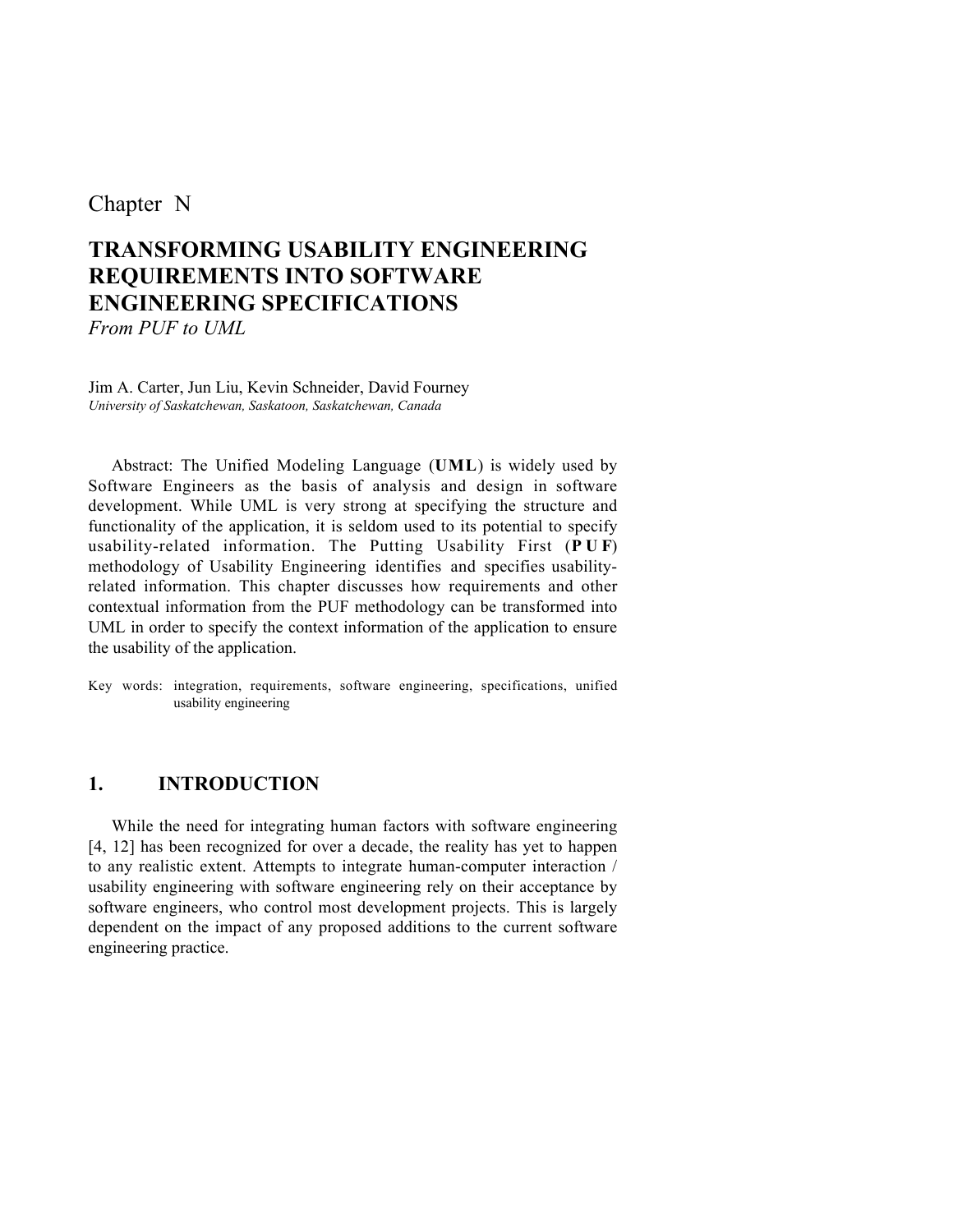Chapter N

# TRANSFORMING USABILITY ENGINEERING REQUIREMENTS INTO SOFTWARE ENGINEERING SPECIFICATIONS

*From PUF to UML*

Jim A. Carter, Jun Liu, Kevin Schneider, David Fourney

*University of Saskatchewan, Saskatoon, Saskatchewan, Canada*

Abstract: The Unified Modeling Language (**UML**) is widely used by Software Engineers as the basis of analysis and design in software development. While UML is very strong at specifying the structure and functionality of the application, it is seldom used to its potential to specify usability-related information. The Putting Usability First (**PUF**) methodology of Usability Engineering identifies and specifies usability-related information. This chapter discusses how requirements and other contextual information from the PUF methodology can be transformed into UML in order to specify the context information of the application to ensure the usability of the application.

Key words: integration, requirements, software engineering, specifications, unified usability engineering

## 1. INTRODUCTION

While the need for integrating human factors with software engineering [4, 12] has been recognized for over a decade, the reality has yet to happen to any realistic extent. Attempts to integrate human-computer interaction / usability engineering with software engineering rely on their acceptance by software engineers, who control most development projects. This is largely dependent on the impact of any proposed additions to the current software engineering practice.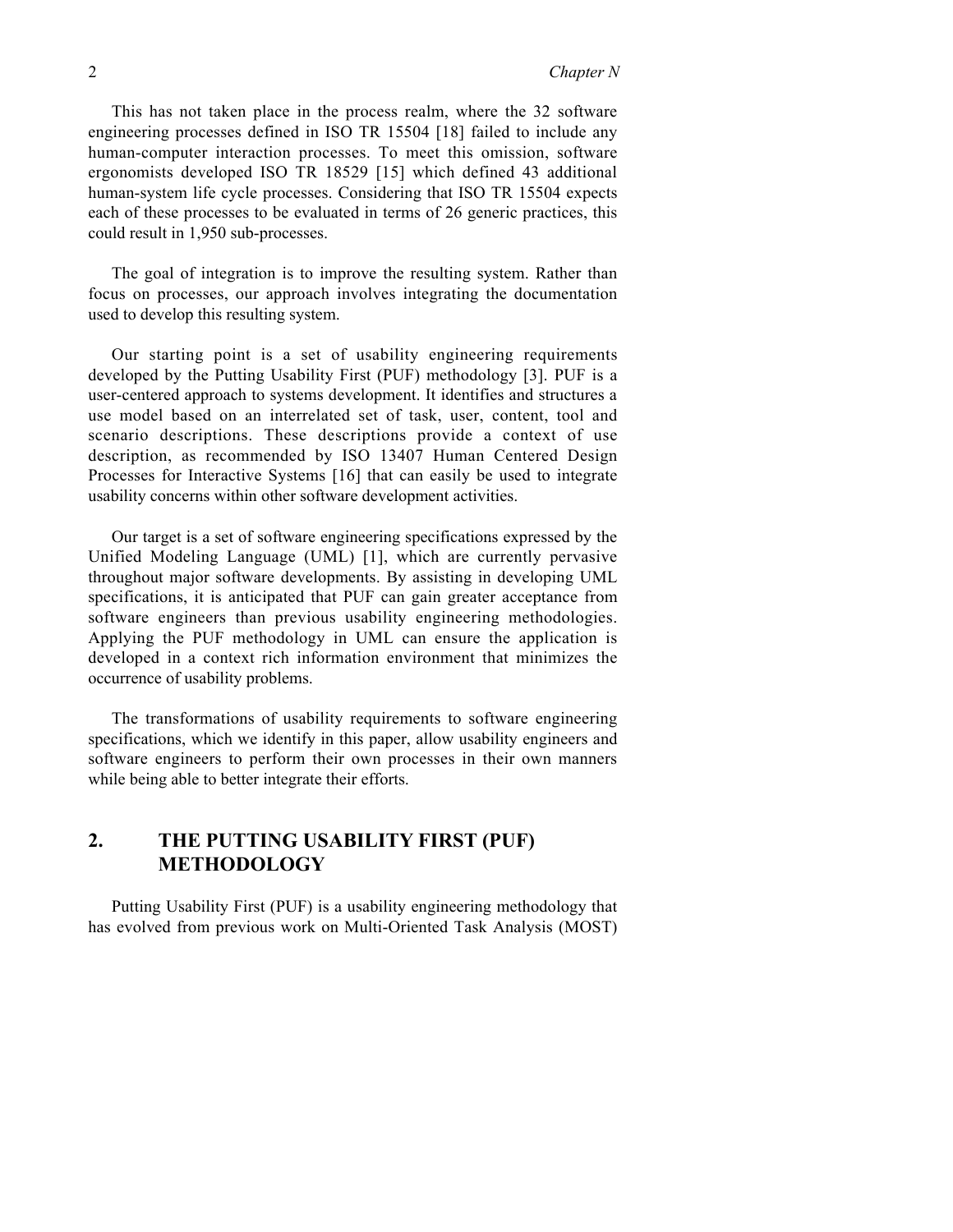This has not taken place in the process realm, where the 32 software engineering processes defined in ISO TR 15504 [18] failed to include any human-computer interaction processes. To meet this omission, software ergonomists developed ISO TR 18529 [15] which defined 43 additional human-system life cycle processes. Considering that ISO TR 15504 expects each of these processes to be evaluated in terms of 26 generic practices, this could result in 1,950 sub-processes.

The goal of integration is to improve the resulting system. Rather than focus on processes, our approach involves integrating the documentation used to develop this resulting system.

Our starting point is a set of usability engineering requirements developed by the Putting Usability First (PUF) methodology [3]. PUF is a user-centered approach to systems development. It identifies and structures a use model based on an interrelated set of task, user, content, tool and scenario descriptions. These descriptions provide a context of use description, as recommended by ISO 13407 Human Centered Design Processes for Interactive Systems [16] that can easily be used to integrate usability concerns within other software development activities.

Our target is a set of software engineering specifications expressed by the Unified Modeling Language (UML) [1], which are currently pervasive throughout major software developments. By assisting in developing UML specifications, it is anticipated that PUF can gain greater acceptance from software engineers than previous usability engineering methodologies. Applying the PUF methodology in UML can ensure the application is developed in a context rich information environment that minimizes the occurrence of usability problems.

The transformations of usability requirements to software engineering specifications, which we identify in this paper, allow usability engineers and software engineers to perform their own processes in their own manners while being able to better integrate their efforts.

## 2. THE PUTTING USABILITY FIRST (PUF) METHODOLOGY

Putting Usability First (PUF) is a usability engineering methodology that has evolved from previous work on Multi-Oriented Task Analysis (MOST)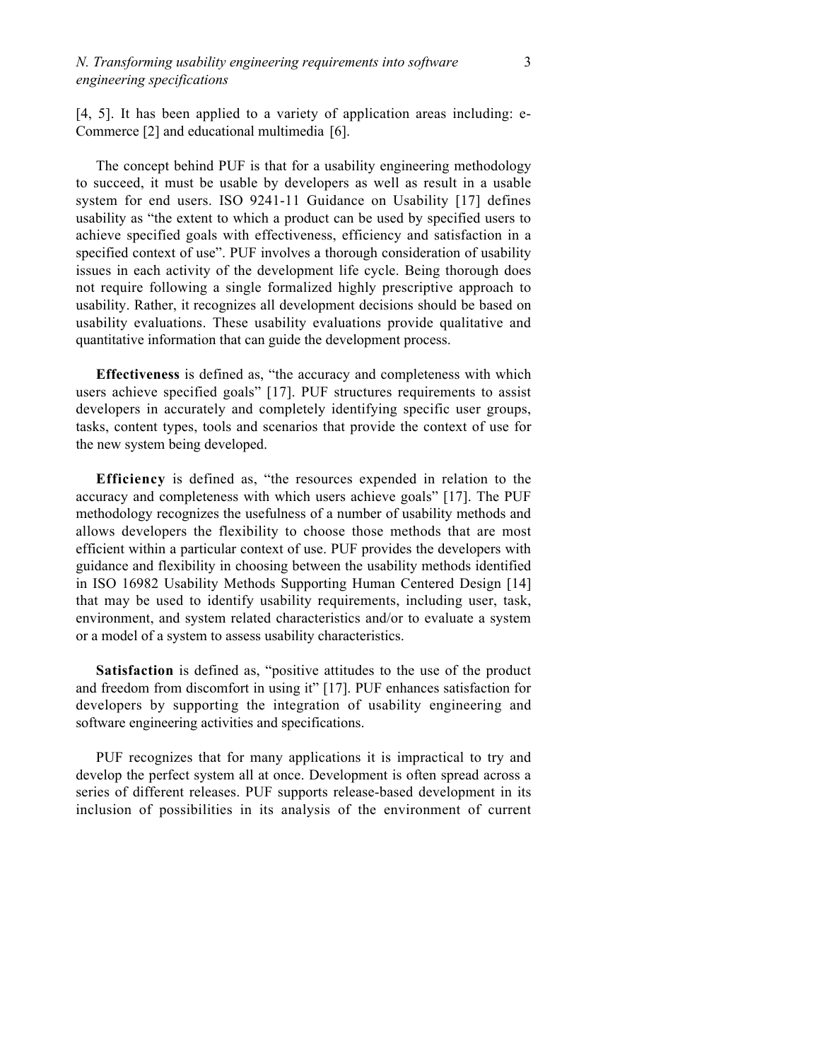[4, 5]. It has been applied to a variety of application areas including: e-Commerce [2] and educational multimedia [6].

The concept behind PUF is that for a usability engineering methodology to succeed, it must be usable by developers as well as result in a usable system for end users. ISO 9241-11 Guidance on Usability [17] defines usability as "the extent to which a product can be used by specified users to achieve specified goals with effectiveness, efficiency and satisfaction in a specified context of use". PUF involves a thorough consideration of usability issues in each activity of the development life cycle. Being thorough does not require following a single formalized highly prescriptive approach to usability. Rather, it recognizes all development decisions should be based on usability evaluations. These usability evaluations provide qualitative and quantitative information that can guide the development process.

**Effectiveness** is defined as, "the accuracy and completeness with which users achieve specified goals" [17]. PUF structures requirements to assist developers in accurately and completely identifying specific user groups, tasks, content types, tools and scenarios that provide the context of use for the new system being developed.

**Efficiency** is defined as, "the resources expended in relation to the accuracy and completeness with which users achieve goals" [17]. The PUF methodology recognizes the usefulness of a number of usability methods and allows developers the flexibility to choose those methods that are most efficient within a particular context of use. PUF provides the developers with guidance and flexibility in choosing between the usability methods identified in ISO 16982 Usability Methods Supporting Human Centered Design [14] that may be used to identify usability requirements, including user, task, environment, and system related characteristics and/or to evaluate a system or a model of a system to assess usability characteristics.

**Satisfaction** is defined as, "positive attitudes to the use of the product and freedom from discomfort in using it" [17]. PUF enhances satisfaction for developers by supporting the integration of usability engineering and software engineering activities and specifications.

PUF recognizes that for many applications it is impractical to try and develop the perfect system all at once. Development is often spread across a series of different releases. PUF supports release-based development in its inclusion of possibilities in its analysis of the environment of current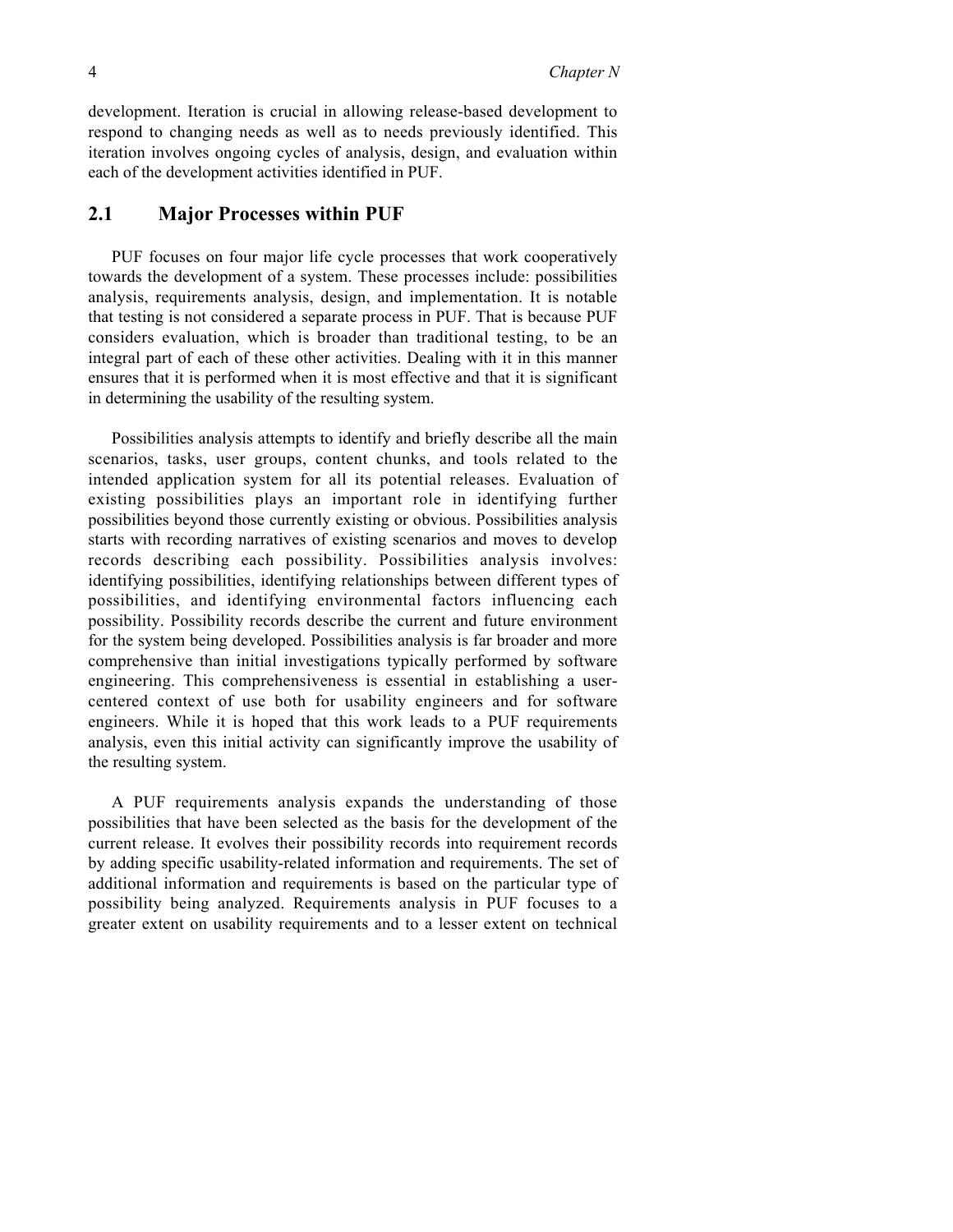development. Iteration is crucial in allowing release-based development to respond to changing needs as well as to needs previously identified. This iteration involves ongoing cycles of analysis, design, and evaluation within each of the development activities identified in PUF.

## 2.1 Major Processes within PUF

PUF focuses on four major life cycle processes that work cooperatively towards the development of a system. These processes include: possibilities analysis, requirements analysis, design, and implementation. It is notable that testing is not considered a separate process in PUF. That is because PUF considers evaluation, which is broader than traditional testing, to be an integral part of each of these other activities. Dealing with it in this manner ensures that it is performed when it is most effective and that it is significant in determining the usability of the resulting system.

Possibilities analysis attempts to identify and briefly describe all the main scenarios, tasks, user groups, content chunks, and tools related to the intended application system for all its potential releases. Evaluation of existing possibilities plays an important role in identifying further possibilities beyond those currently existing or obvious. Possibilities analysis starts with recording narratives of existing scenarios and moves to develop records describing each possibility. Possibilities analysis involves: identifying possibilities, identifying relationships between different types of possibilities, and identifying environmental factors influencing each possibility. Possibility records describe the current and future environment for the system being developed. Possibilities analysis is far broader and more comprehensive than initial investigations typically performed by software engineering. This comprehensiveness is essential in establishing a user-centered context of use both for usability engineers and for software engineers. While it is hoped that this work leads to a PUF requirements analysis, even this initial activity can significantly improve the usability of the resulting system.

A PUF requirements analysis expands the understanding of those possibilities that have been selected as the basis for the development of the current release. It evolves their possibility records into requirement records by adding specific usability-related information and requirements. The set of additional information and requirements is based on the particular type of possibility being analyzed. Requirements analysis in PUF focuses to a greater extent on usability requirements and to a lesser extent on technical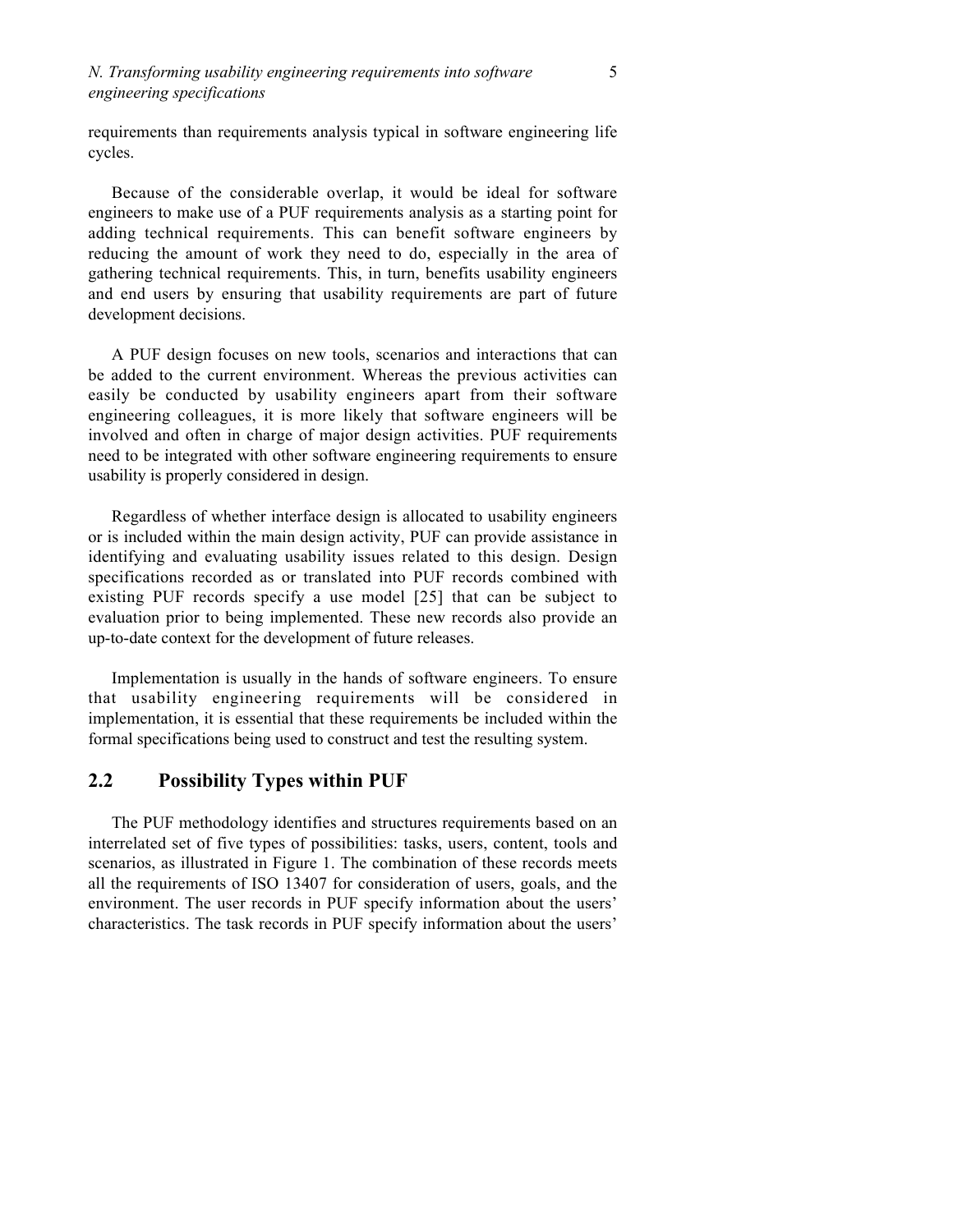requirements than requirements analysis typical in software engineering life cycles.

Because of the considerable overlap, it would be ideal for software engineers to make use of a PUF requirements analysis as a starting point for adding technical requirements. This can benefit software engineers by reducing the amount of work they need to do, especially in the area of gathering technical requirements. This, in turn, benefits usability engineers and end users by ensuring that usability requirements are part of future development decisions.

A PUF design focuses on new tools, scenarios and interactions that can be added to the current environment. Whereas the previous activities can easily be conducted by usability engineers apart from their software engineering colleagues, it is more likely that software engineers will be involved and often in charge of major design activities. PUF requirements need to be integrated with other software engineering requirements to ensure usability is properly considered in design.

Regardless of whether interface design is allocated to usability engineers or is included within the main design activity, PUF can provide assistance in identifying and evaluating usability issues related to this design. Design specifications recorded as or translated into PUF records combined with existing PUF records specify a use model [25] that can be subject to evaluation prior to being implemented. These new records also provide an up-to-date context for the development of future releases.

Implementation is usually in the hands of software engineers. To ensure that usability engineering requirements will be considered in implementation, it is essential that these requirements be included within the formal specifications being used to construct and test the resulting system.

## 2.2 Possibility Types within PUF

The PUF methodology identifies and structures requirements based on an interrelated set of five types of possibilities: tasks, users, content, tools and scenarios, as illustrated in Figure 1. The combination of these records meets all the requirements of ISO 13407 for consideration of users, goals, and the environment. The user records in PUF specify information about the users' characteristics. The task records in PUF specify information about the users'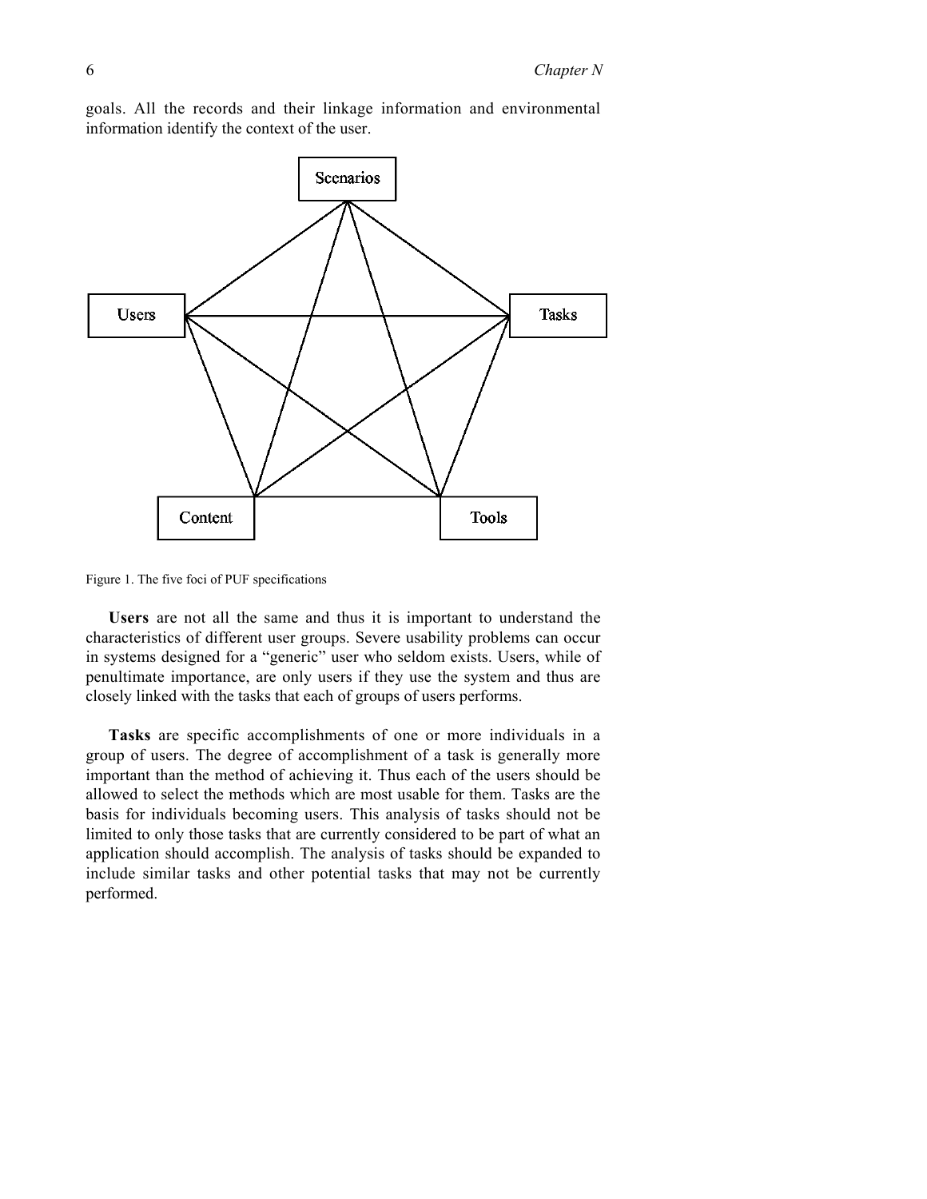goals. All the records and their linkage information and environmental information identify the context of the user.

Figure 1. The five foci of PUF specifications

**Users** are not all the same and thus it is important to understand the characteristics of different user groups. Severe usability problems can occur in systems designed for a "generic" user who seldom exists. Users, while of penultimate importance, are only users if they use the system and thus are closely linked with the tasks that each of groups of users performs.

**Tasks** are specific accomplishments of one or more individuals in a group of users. The degree of accomplishment of a task is generally more important than the method of achieving it. Thus each of the users should be allowed to select the methods which are most usable for them. Tasks are the basis for individuals becoming users. This analysis of tasks should not be limited to only those tasks that are currently considered to be part of what an application should accomplish. The analysis of tasks should be expanded to include similar tasks and other potential tasks that may not be currently performed.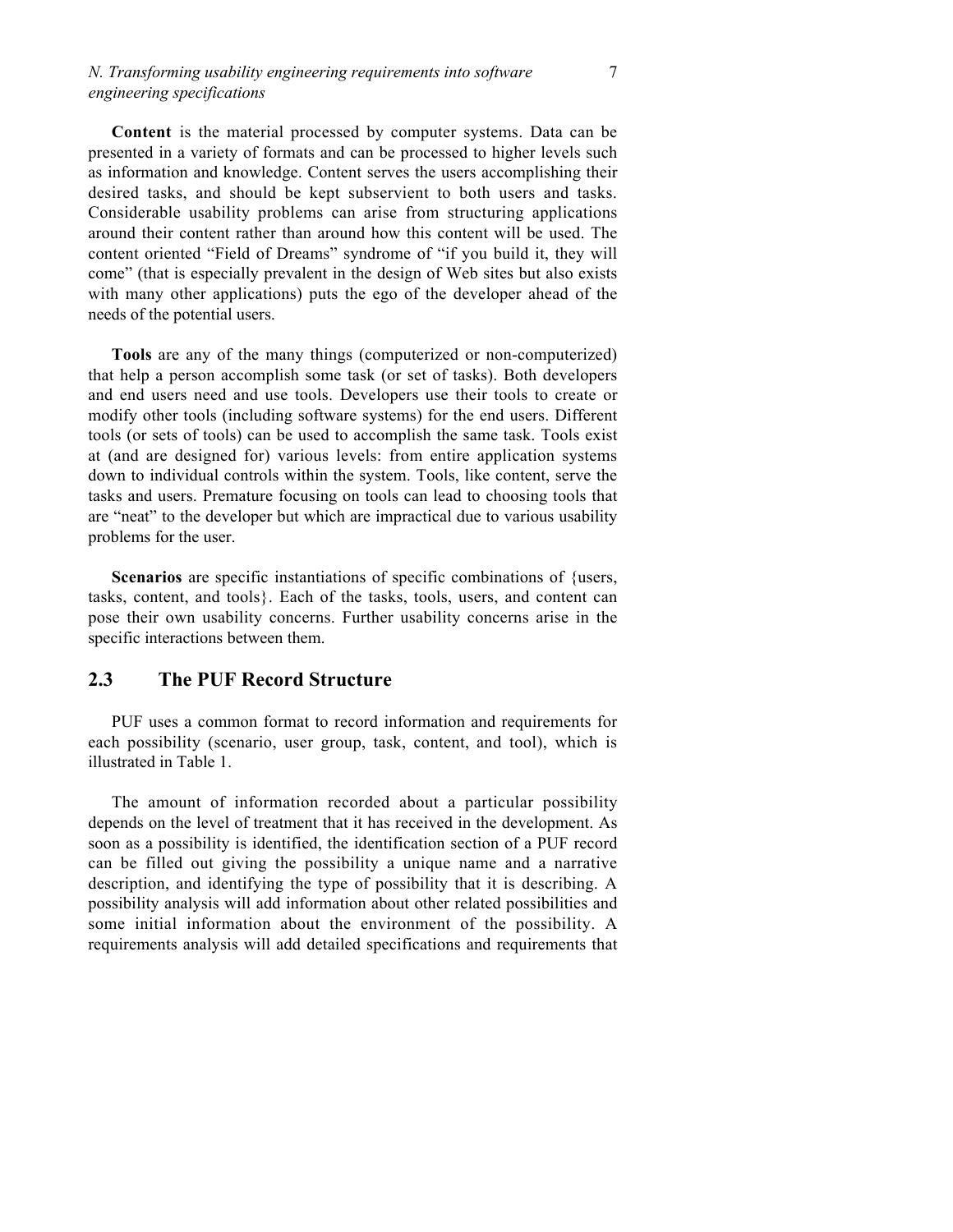**Content** is the material processed by computer systems. Data can be presented in a variety of formats and can be processed to higher levels such as information and knowledge. Content serves the users accomplishing their desired tasks, and should be kept subservient to both users and tasks. Considerable usability problems can arise from structuring applications around their content rather than around how this content will be used. The content oriented "Field of Dreams" syndrome of "if you build it, they will come" (that is especially prevalent in the design of Web sites but also exists with many other applications) puts the ego of the developer ahead of the needs of the potential users.

**Tools** are any of the many things (computerized or non-computerized) that help a person accomplish some task (or set of tasks). Both developers and end users need and use tools. Developers use their tools to create or modify other tools (including software systems) for the end users. Different tools (or sets of tools) can be used to accomplish the same task. Tools exist at (and are designed for) various levels: from entire application systems down to individual controls within the system. Tools, like content, serve the tasks and users. Premature focusing on tools can lead to choosing tools that are "neat" to the developer but which are impractical due to various usability problems for the user.

**Scenarios** are specific instantiations of specific combinations of {users, tasks, content, and tools}. Each of the tasks, tools, users, and content can pose their own usability concerns. Further usability concerns arise in the specific interactions between them.

## 2.3 The PUF Record Structure

PUF uses a common format to record information and requirements for each possibility (scenario, user group, task, content, and tool), which is illustrated in Table 1.

The amount of information recorded about a particular possibility depends on the level of treatment that it has received in the development. As soon as a possibility is identified, the identification section of a PUF record can be filled out giving the possibility a unique name and a narrative description, and identifying the type of possibility that it is describing. A possibility analysis will add information about other related possibilities and some initial information about the environment of the possibility. A requirements analysis will add detailed specifications and requirements that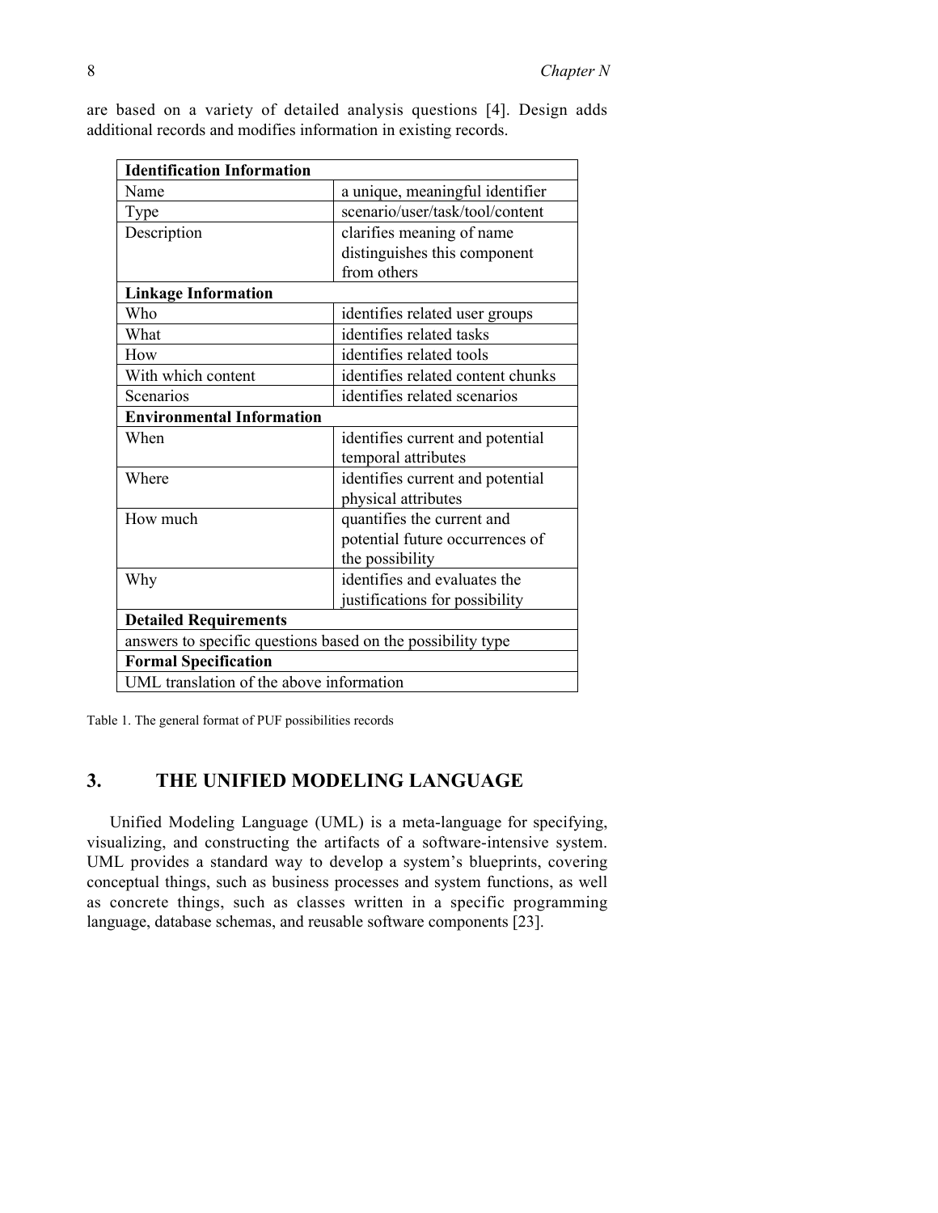are based on a variety of detailed analysis questions [4]. Design adds additional records and modifies information in existing records.

| **Identification Information** | |
|---|---|
| Name | a unique, meaningful identifier |
| Type | scenario/user/task/tool/content |
| Description | clarifies meaning of name distinguishes this component from others |
| **Linkage Information** | |
| Who | identifies related user groups |
| What | identifies related tasks |
| How | identifies related tools |
| With which content | identifies related content chunks |
| Scenarios | identifies related scenarios |
| **Environmental Information** | |
| When | identifies current and potential temporal attributes |
| Where | identifies current and potential physical attributes |
| How much | quantifies the current and potential future occurrences of the possibility |
| Why | identifies and evaluates the justifications for possibility |
| **Detailed Requirements** | |
| answers to specific questions based on the possibility type | |
| **Formal Specification** | |
| UML translation of the above information | |

Table 1. The general format of PUF possibilities records

## 3. THE UNIFIED MODELING LANGUAGE

Unified Modeling Language (UML) is a meta-language for specifying, visualizing, and constructing the artifacts of a software-intensive system. UML provides a standard way to develop a system's blueprints, covering conceptual things, such as business processes and system functions, as well as concrete things, such as classes written in a specific programming language, database schemas, and reusable software components [23].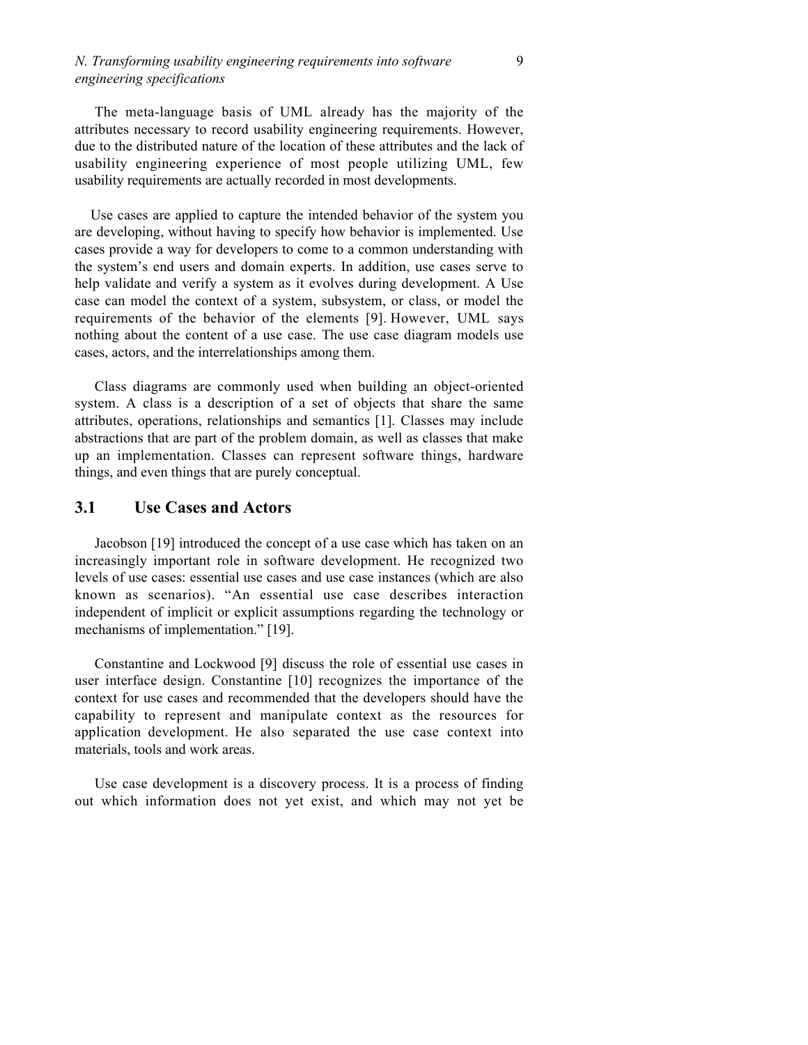The meta-language basis of UML already has the majority of the attributes necessary to record usability engineering requirements. However, due to the distributed nature of the location of these attributes and the lack of usability engineering experience of most people utilizing UML, few usability requirements are actually recorded in most developments.

Use cases are applied to capture the intended behavior of the system you are developing, without having to specify how behavior is implemented. Use cases provide a way for developers to come to a common understanding with the system's end users and domain experts. In addition, use cases serve to help validate and verify a system as it evolves during development. A Use case can model the context of a system, subsystem, or class, or model the requirements of the behavior of the elements [9]. However, UML says nothing about the content of a use case. The use case diagram models use cases, actors, and the interrelationships among them.

Class diagrams are commonly used when building an object-oriented system. A class is a description of a set of objects that share the same attributes, operations, relationships and semantics [1]. Classes may include abstractions that are part of the problem domain, as well as classes that make up an implementation. Classes can represent software things, hardware things, and even things that are purely conceptual.

## 3.1 Use Cases and Actors

Jacobson [19] introduced the concept of a use case which has taken on an increasingly important role in software development. He recognized two levels of use cases: essential use cases and use case instances (which are also known as scenarios). "An essential use case describes interaction independent of implicit or explicit assumptions regarding the technology or mechanisms of implementation." [19].

Constantine and Lockwood [9] discuss the role of essential use cases in user interface design. Constantine [10] recognizes the importance of the context for use cases and recommended that the developers should have the capability to represent and manipulate context as the resources for application development. He also separated the use case context into materials, tools and work areas.

Use case development is a discovery process. It is a process of finding out which information does not yet exist, and which may not yet be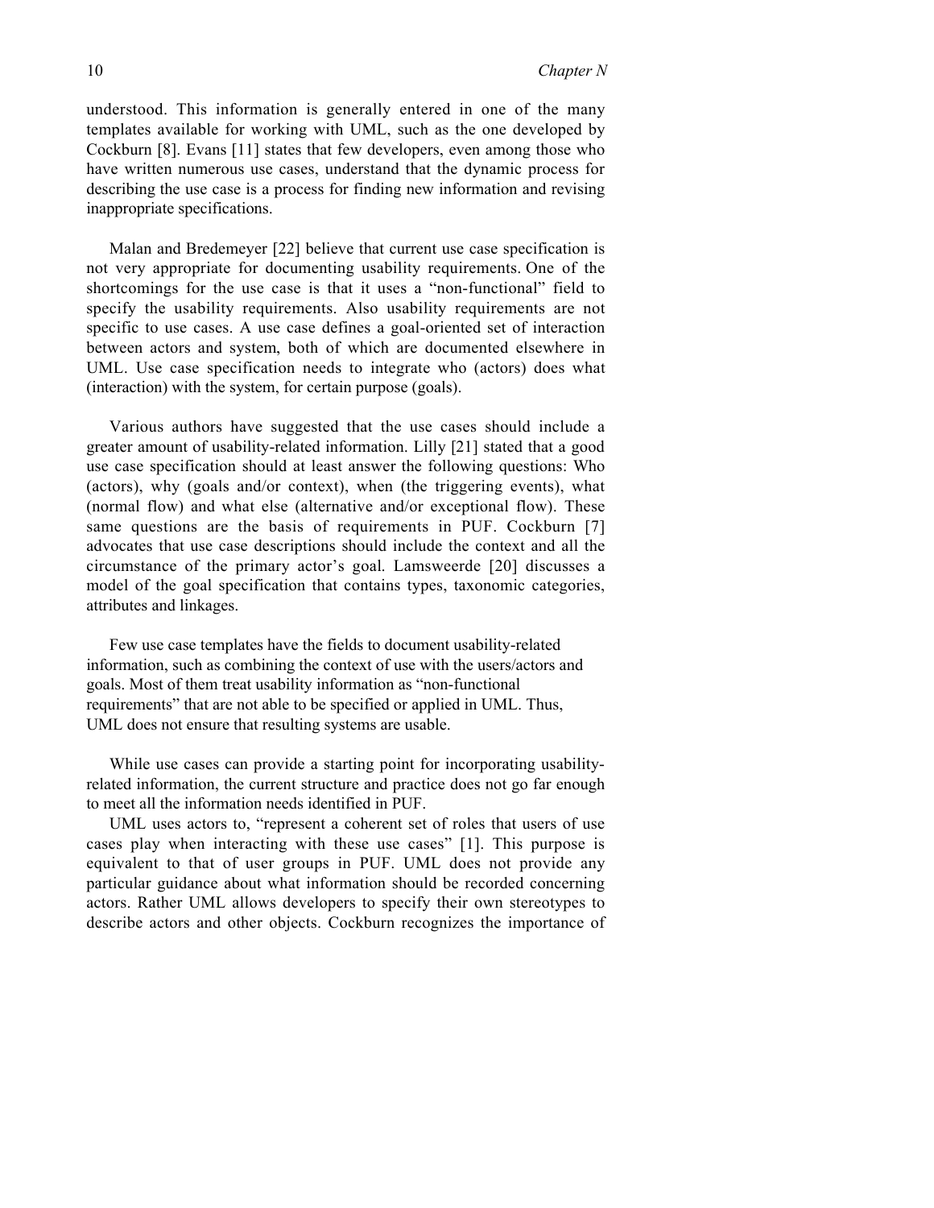understood. This information is generally entered in one of the many templates available for working with UML, such as the one developed by Cockburn [8]. Evans [11] states that few developers, even among those who have written numerous use cases, understand that the dynamic process for describing the use case is a process for finding new information and revising inappropriate specifications.

Malan and Bredemeyer [22] believe that current use case specification is not very appropriate for documenting usability requirements. One of the shortcomings for the use case is that it uses a "non-functional" field to specify the usability requirements. Also usability requirements are not specific to use cases. A use case defines a goal-oriented set of interaction between actors and system, both of which are documented elsewhere in UML. Use case specification needs to integrate who (actors) does what (interaction) with the system, for certain purpose (goals).

Various authors have suggested that the use cases should include a greater amount of usability-related information. Lilly [21] stated that a good use case specification should at least answer the following questions: Who (actors), why (goals and/or context), when (the triggering events), what (normal flow) and what else (alternative and/or exceptional flow). These same questions are the basis of requirements in PUF. Cockburn [7] advocates that use case descriptions should include the context and all the circumstance of the primary actor's goal. Lamsweerde [20] discusses a model of the goal specification that contains types, taxonomic categories, attributes and linkages.

Few use case templates have the fields to document usability-related information, such as combining the context of use with the users/actors and goals. Most of them treat usability information as "non-functional requirements" that are not able to be specified or applied in UML. Thus, UML does not ensure that resulting systems are usable.

While use cases can provide a starting point for incorporating usability-related information, the current structure and practice does not go far enough to meet all the information needs identified in PUF.

UML uses actors to, "represent a coherent set of roles that users of use cases play when interacting with these use cases" [1]. This purpose is equivalent to that of user groups in PUF. UML does not provide any particular guidance about what information should be recorded concerning actors. Rather UML allows developers to specify their own stereotypes to describe actors and other objects. Cockburn recognizes the importance of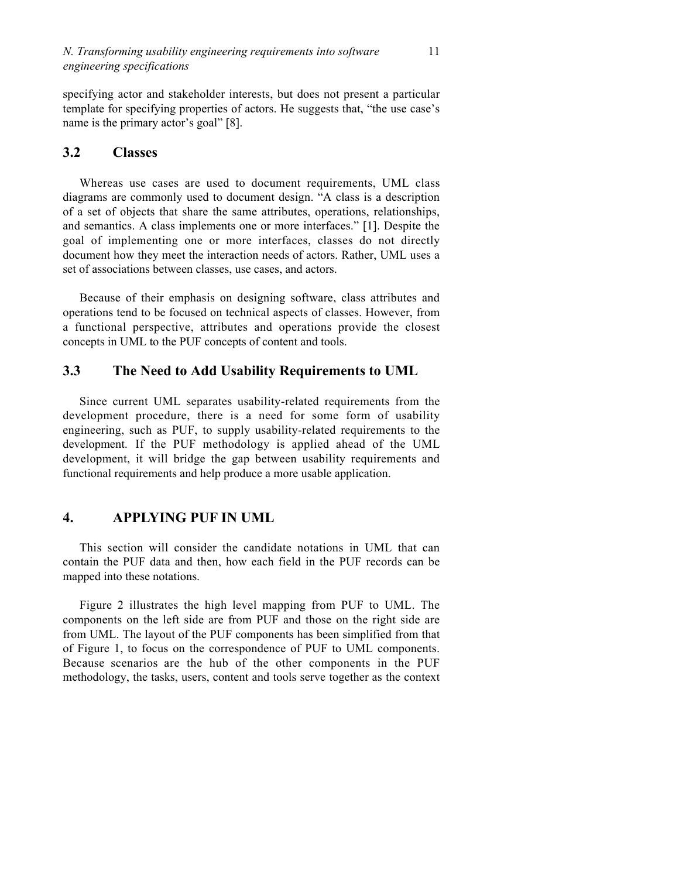specifying actor and stakeholder interests, but does not present a particular template for specifying properties of actors. He suggests that, "the use case's name is the primary actor's goal" [8].

### 3.2 Classes

Whereas use cases are used to document requirements, UML class diagrams are commonly used to document design. "A class is a description of a set of objects that share the same attributes, operations, relationships, and semantics. A class implements one or more interfaces." [1]. Despite the goal of implementing one or more interfaces, classes do not directly document how they meet the interaction needs of actors. Rather, UML uses a set of associations between classes, use cases, and actors.

Because of their emphasis on designing software, class attributes and operations tend to be focused on technical aspects of classes. However, from a functional perspective, attributes and operations provide the closest concepts in UML to the PUF concepts of content and tools.

### 3.3 The Need to Add Usability Requirements to UML

Since current UML separates usability-related requirements from the development procedure, there is a need for some form of usability engineering, such as PUF, to supply usability-related requirements to the development. If the PUF methodology is applied ahead of the UML development, it will bridge the gap between usability requirements and functional requirements and help produce a more usable application.

## 4. APPLYING PUF IN UML

This section will consider the candidate notations in UML that can contain the PUF data and then, how each field in the PUF records can be mapped into these notations.

Figure 2 illustrates the high level mapping from PUF to UML. The components on the left side are from PUF and those on the right side are from UML. The layout of the PUF components has been simplified from that of Figure 1, to focus on the correspondence of PUF to UML components. Because scenarios are the hub of the other components in the PUF methodology, the tasks, users, content and tools serve together as the context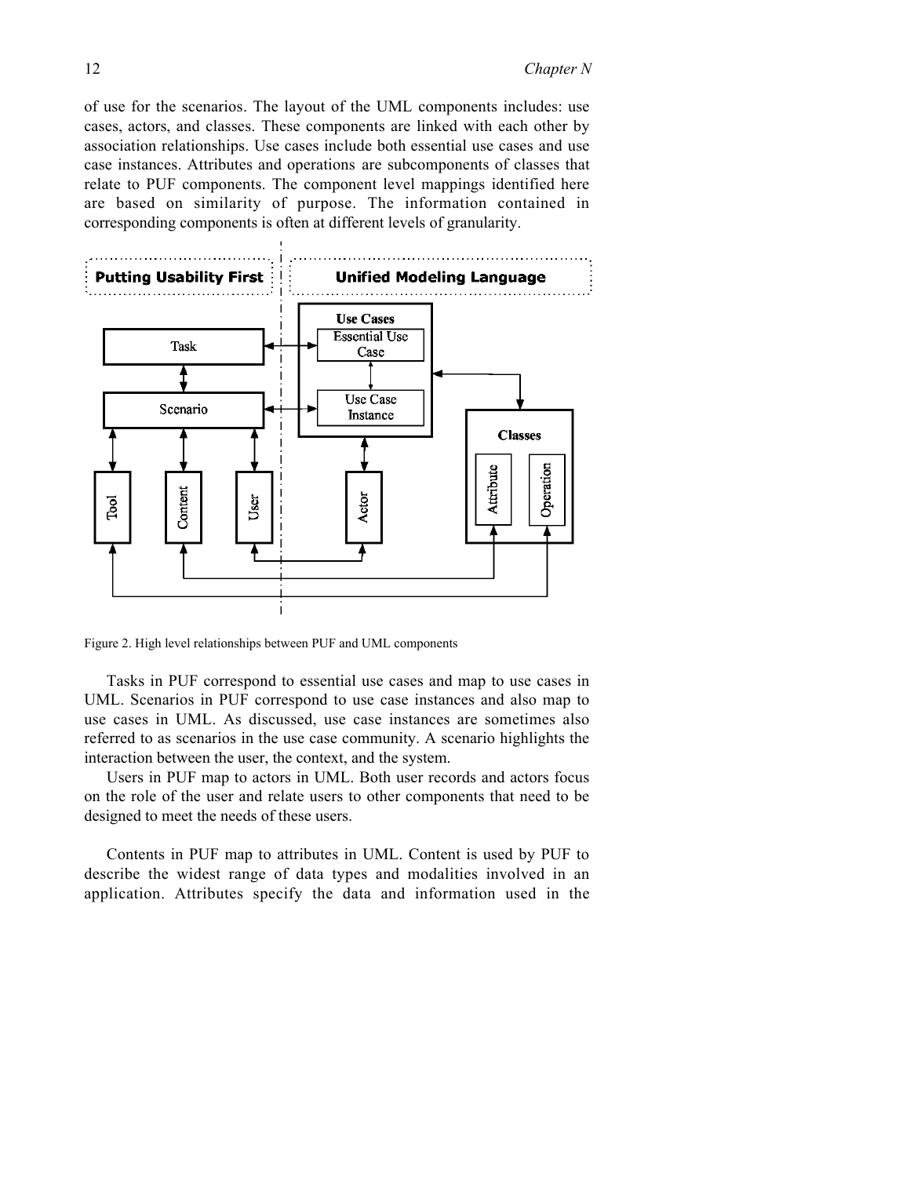of use for the scenarios. The layout of the UML components includes: use cases, actors, and classes. These components are linked with each other by association relationships. Use cases include both essential use cases and use case instances. Attributes and operations are subcomponents of classes that relate to PUF components. The component level mappings identified here are based on similarity of purpose. The information contained in corresponding components is often at different levels of granularity.

Figure 2. High level relationships between PUF and UML components

Tasks in PUF correspond to essential use cases and map to use cases in UML. Scenarios in PUF correspond to use case instances and also map to use cases in UML. As discussed, use case instances are sometimes also referred to as scenarios in the use case community. A scenario highlights the interaction between the user, the context, and the system.

Users in PUF map to actors in UML. Both user records and actors focus on the role of the user and relate users to other components that need to be designed to meet the needs of these users.

Contents in PUF map to attributes in UML. Content is used by PUF to describe the widest range of data types and modalities involved in an application. Attributes specify the data and information used in the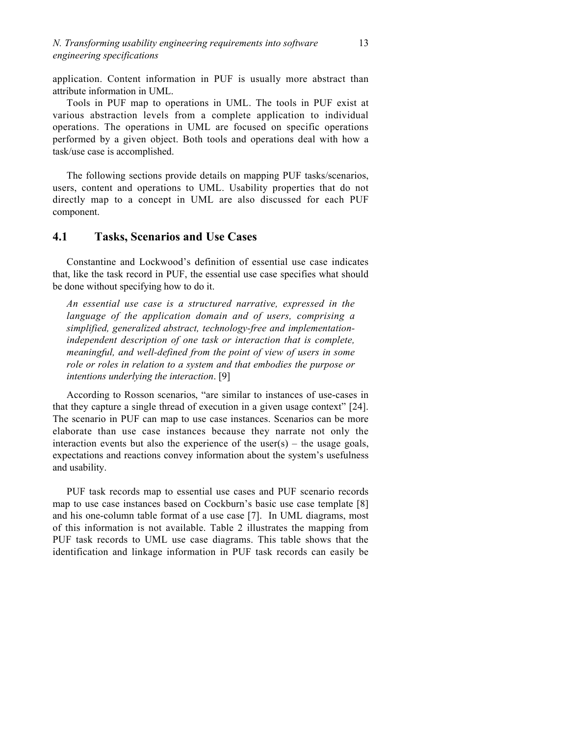application. Content information in PUF is usually more abstract than attribute information in UML.

Tools in PUF map to operations in UML. The tools in PUF exist at various abstraction levels from a complete application to individual operations. The operations in UML are focused on specific operations performed by a given object. Both tools and operations deal with how a task/use case is accomplished.

The following sections provide details on mapping PUF tasks/scenarios, users, content and operations to UML. Usability properties that do not directly map to a concept in UML are also discussed for each PUF component.

## 4.1 Tasks, Scenarios and Use Cases

Constantine and Lockwood's definition of essential use case indicates that, like the task record in PUF, the essential use case specifies what should be done without specifying how to do it.

> *An essential use case is a structured narrative, expressed in the language of the application domain and of users, comprising a simplified, generalized abstract, technology-free and implementation-independent description of one task or interaction that is complete, meaningful, and well-defined from the point of view of users in some role or roles in relation to a system and that embodies the purpose or intentions underlying the interaction*. [9]

According to Rosson scenarios, "are similar to instances of use-cases in that they capture a single thread of execution in a given usage context" [24]. The scenario in PUF can map to use case instances. Scenarios can be more elaborate than use case instances because they narrate not only the interaction events but also the experience of the user(s) – the usage goals, expectations and reactions convey information about the system's usefulness and usability.

PUF task records map to essential use cases and PUF scenario records map to use case instances based on Cockburn's basic use case template [8] and his one-column table format of a use case [7]. In UML diagrams, most of this information is not available. Table 2 illustrates the mapping from PUF task records to UML use case diagrams. This table shows that the identification and linkage information in PUF task records can easily be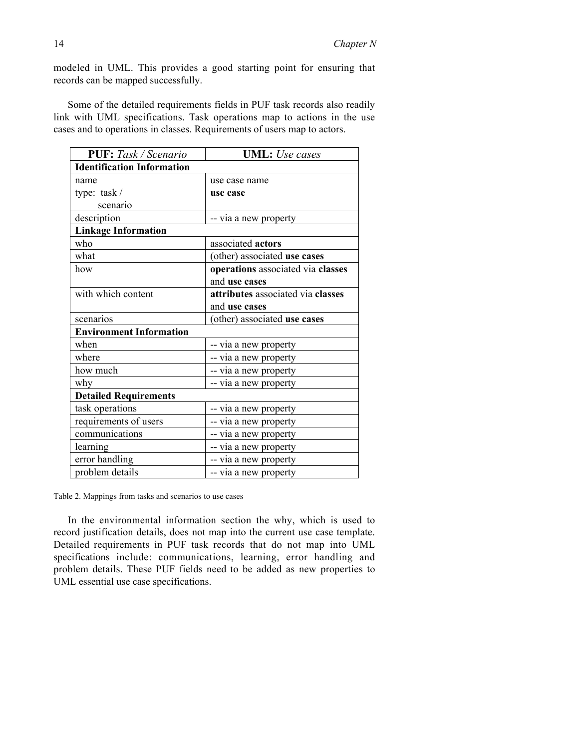modeled in UML. This provides a good starting point for ensuring that records can be mapped successfully.

Some of the detailed requirements fields in PUF task records also readily link with UML specifications. Task operations map to actions in the use cases and to operations in classes. Requirements of users map to actors.

| **PUF:** *Task / Scenario* | **UML:** *Use cases* |
|---|---|
| **Identification Information** | |
| name | use case name |
| type: task / scenario | **use case** |
| description | -- via a new property |
| **Linkage Information** | |
| who | associated **actors** |
| what | (other) associated **use cases** |
| how | **operations** associated via **classes** and **use cases** |
| with which content | **attributes** associated via **classes** and **use cases** |
| scenarios | (other) associated **use cases** |
| **Environment Information** | |
| when | -- via a new property |
| where | -- via a new property |
| how much | -- via a new property |
| why | -- via a new property |
| **Detailed Requirements** | |
| task operations | -- via a new property |
| requirements of users | -- via a new property |
| communications | -- via a new property |
| learning | -- via a new property |
| error handling | -- via a new property |
| problem details | -- via a new property |

Table 2. Mappings from tasks and scenarios to use cases

In the environmental information section the why, which is used to record justification details, does not map into the current use case template. Detailed requirements in PUF task records that do not map into UML specifications include: communications, learning, error handling and problem details. These PUF fields need to be added as new properties to UML essential use case specifications.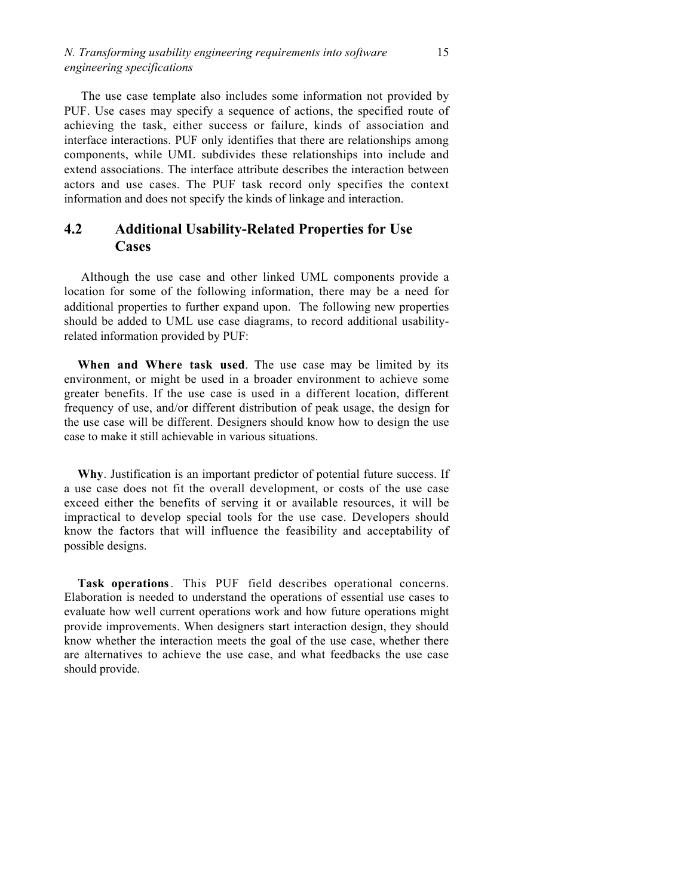The use case template also includes some information not provided by PUF. Use cases may specify a sequence of actions, the specified route of achieving the task, either success or failure, kinds of association and interface interactions. PUF only identifies that there are relationships among components, while UML subdivides these relationships into include and extend associations. The interface attribute describes the interaction between actors and use cases. The PUF task record only specifies the context information and does not specify the kinds of linkage and interaction.

## 4.2 Additional Usability-Related Properties for Use Cases

Although the use case and other linked UML components provide a location for some of the following information, there may be a need for additional properties to further expand upon. The following new properties should be added to UML use case diagrams, to record additional usability-related information provided by PUF:

**When and Where task used**. The use case may be limited by its environment, or might be used in a broader environment to achieve some greater benefits. If the use case is used in a different location, different frequency of use, and/or different distribution of peak usage, the design for the use case will be different. Designers should know how to design the use case to make it still achievable in various situations.

**Why**. Justification is an important predictor of potential future success. If a use case does not fit the overall development, or costs of the use case exceed either the benefits of serving it or available resources, it will be impractical to develop special tools for the use case. Developers should know the factors that will influence the feasibility and acceptability of possible designs.

**Task operations**. This PUF field describes operational concerns. Elaboration is needed to understand the operations of essential use cases to evaluate how well current operations work and how future operations might provide improvements. When designers start interaction design, they should know whether the interaction meets the goal of the use case, whether there are alternatives to achieve the use case, and what feedbacks the use case should provide.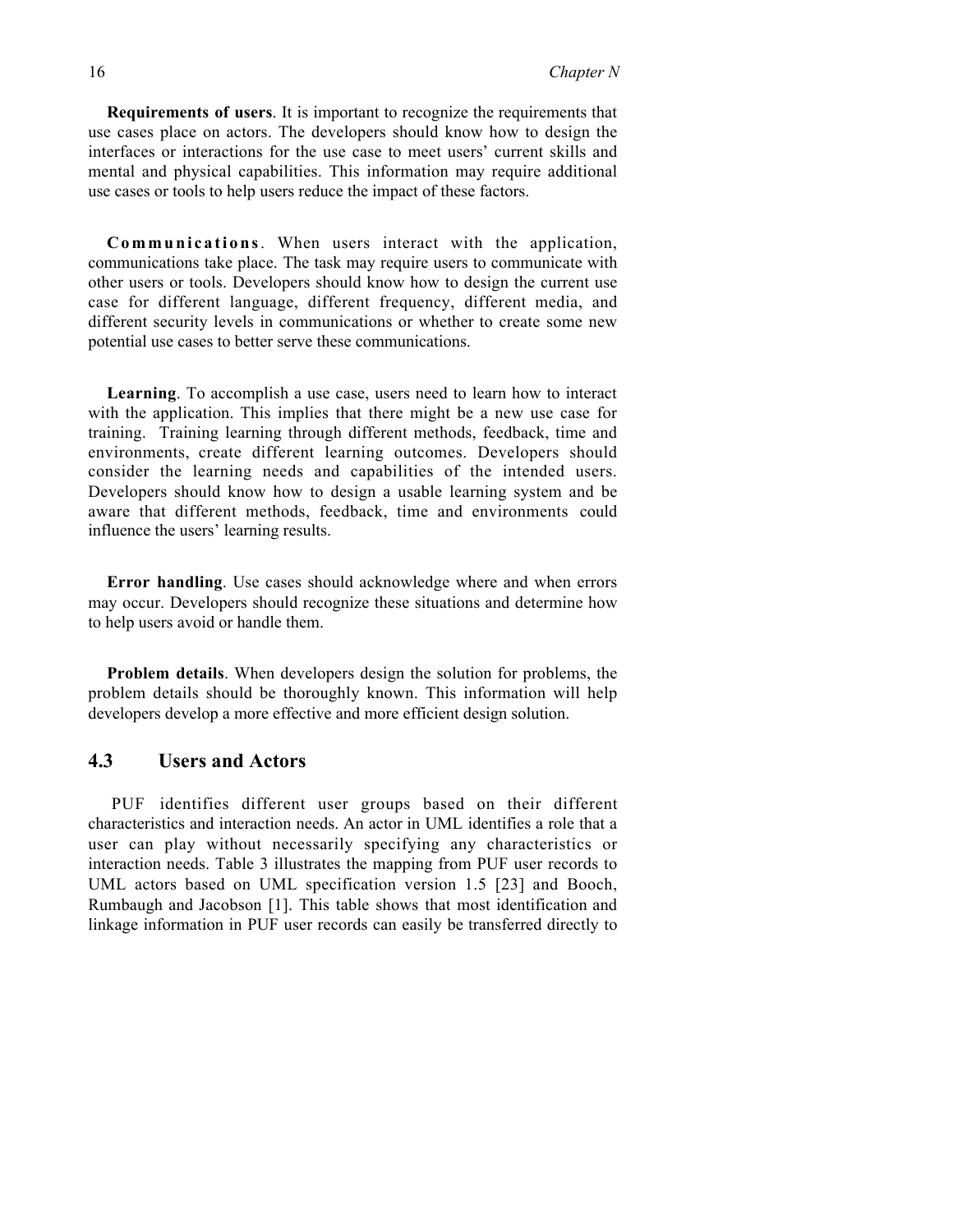**Requirements of users**. It is important to recognize the requirements that use cases place on actors. The developers should know how to design the interfaces or interactions for the use case to meet users' current skills and mental and physical capabilities. This information may require additional use cases or tools to help users reduce the impact of these factors.

**Communications**. When users interact with the application, communications take place. The task may require users to communicate with other users or tools. Developers should know how to design the current use case for different language, different frequency, different media, and different security levels in communications or whether to create some new potential use cases to better serve these communications.

**Learning**. To accomplish a use case, users need to learn how to interact with the application. This implies that there might be a new use case for training. Training learning through different methods, feedback, time and environments, create different learning outcomes. Developers should consider the learning needs and capabilities of the intended users. Developers should know how to design a usable learning system and be aware that different methods, feedback, time and environments could influence the users' learning results.

**Error handling**. Use cases should acknowledge where and when errors may occur. Developers should recognize these situations and determine how to help users avoid or handle them.

**Problem details**. When developers design the solution for problems, the problem details should be thoroughly known. This information will help developers develop a more effective and more efficient design solution.

## 4.3 Users and Actors

PUF identifies different user groups based on their different characteristics and interaction needs. An actor in UML identifies a role that a user can play without necessarily specifying any characteristics or interaction needs. Table 3 illustrates the mapping from PUF user records to UML actors based on UML specification version 1.5 [23] and Booch, Rumbaugh and Jacobson [1]. This table shows that most identification and linkage information in PUF user records can easily be transferred directly to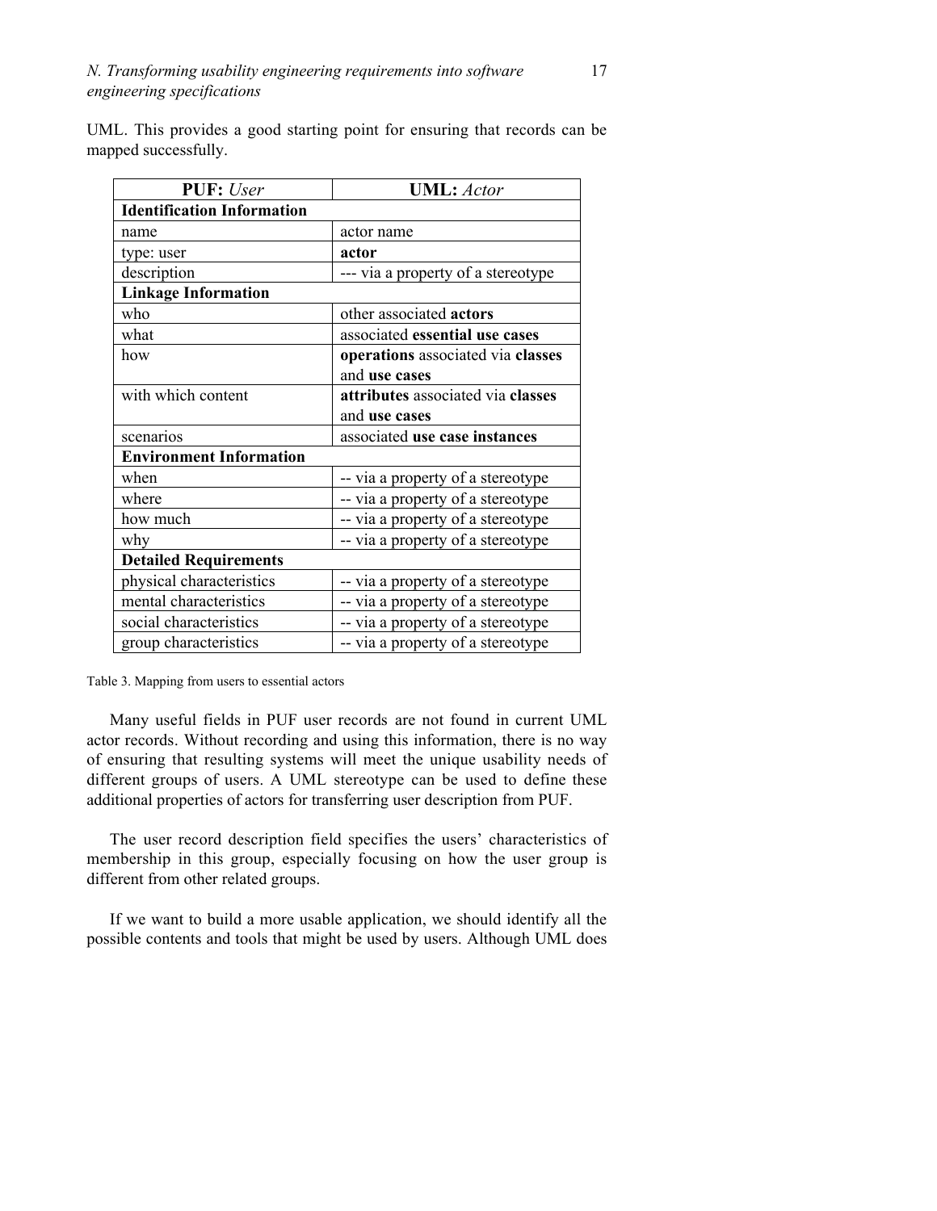UML. This provides a good starting point for ensuring that records can be mapped successfully.

| **PUF:** *User* | **UML:** *Actor* |
|---|---|
| **Identification Information** | |
| name | actor name |
| type: user | **actor** |
| description | --- via a property of a stereotype |
| **Linkage Information** | |
| who | other associated **actors** |
| what | associated **essential use cases** |
| how | **operations** associated via **classes** and **use cases** |
| with which content | **attributes** associated via **classes** and **use cases** |
| scenarios | associated **use case instances** |
| **Environment Information** | |
| when | -- via a property of a stereotype |
| where | -- via a property of a stereotype |
| how much | -- via a property of a stereotype |
| why | -- via a property of a stereotype |
| **Detailed Requirements** | |
| physical characteristics | -- via a property of a stereotype |
| mental characteristics | -- via a property of a stereotype |
| social characteristics | -- via a property of a stereotype |
| group characteristics | -- via a property of a stereotype |

Table 3. Mapping from users to essential actors

Many useful fields in PUF user records are not found in current UML actor records. Without recording and using this information, there is no way of ensuring that resulting systems will meet the unique usability needs of different groups of users. A UML stereotype can be used to define these additional properties of actors for transferring user description from PUF.

The user record description field specifies the users' characteristics of membership in this group, especially focusing on how the user group is different from other related groups.

If we want to build a more usable application, we should identify all the possible contents and tools that might be used by users. Although UML does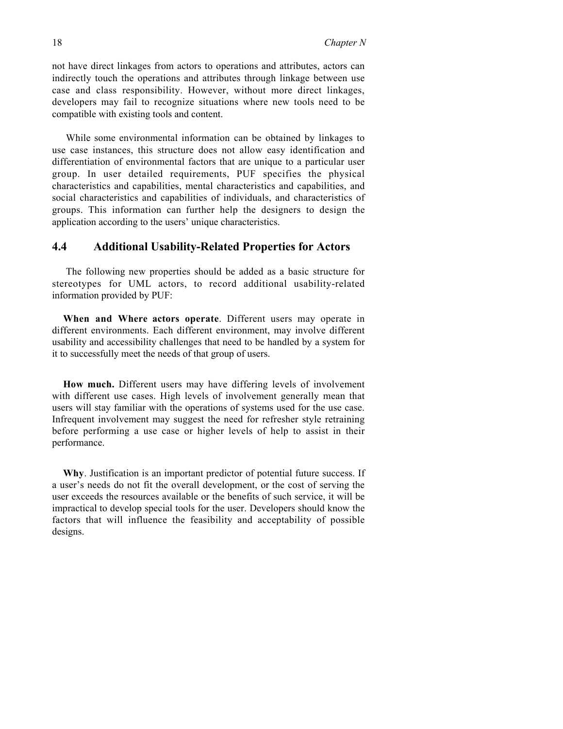not have direct linkages from actors to operations and attributes, actors can indirectly touch the operations and attributes through linkage between use case and class responsibility. However, without more direct linkages, developers may fail to recognize situations where new tools need to be compatible with existing tools and content.

While some environmental information can be obtained by linkages to use case instances, this structure does not allow easy identification and differentiation of environmental factors that are unique to a particular user group. In user detailed requirements, PUF specifies the physical characteristics and capabilities, mental characteristics and capabilities, and social characteristics and capabilities of individuals, and characteristics of groups. This information can further help the designers to design the application according to the users' unique characteristics.

## 4.4 Additional Usability-Related Properties for Actors

The following new properties should be added as a basic structure for stereotypes for UML actors, to record additional usability-related information provided by PUF:

**When and Where actors operate**. Different users may operate in different environments. Each different environment, may involve different usability and accessibility challenges that need to be handled by a system for it to successfully meet the needs of that group of users.

**How much.** Different users may have differing levels of involvement with different use cases. High levels of involvement generally mean that users will stay familiar with the operations of systems used for the use case. Infrequent involvement may suggest the need for refresher style retraining before performing a use case or higher levels of help to assist in their performance.

**Why**. Justification is an important predictor of potential future success. If a user's needs do not fit the overall development, or the cost of serving the user exceeds the resources available or the benefits of such service, it will be impractical to develop special tools for the user. Developers should know the factors that will influence the feasibility and acceptability of possible designs.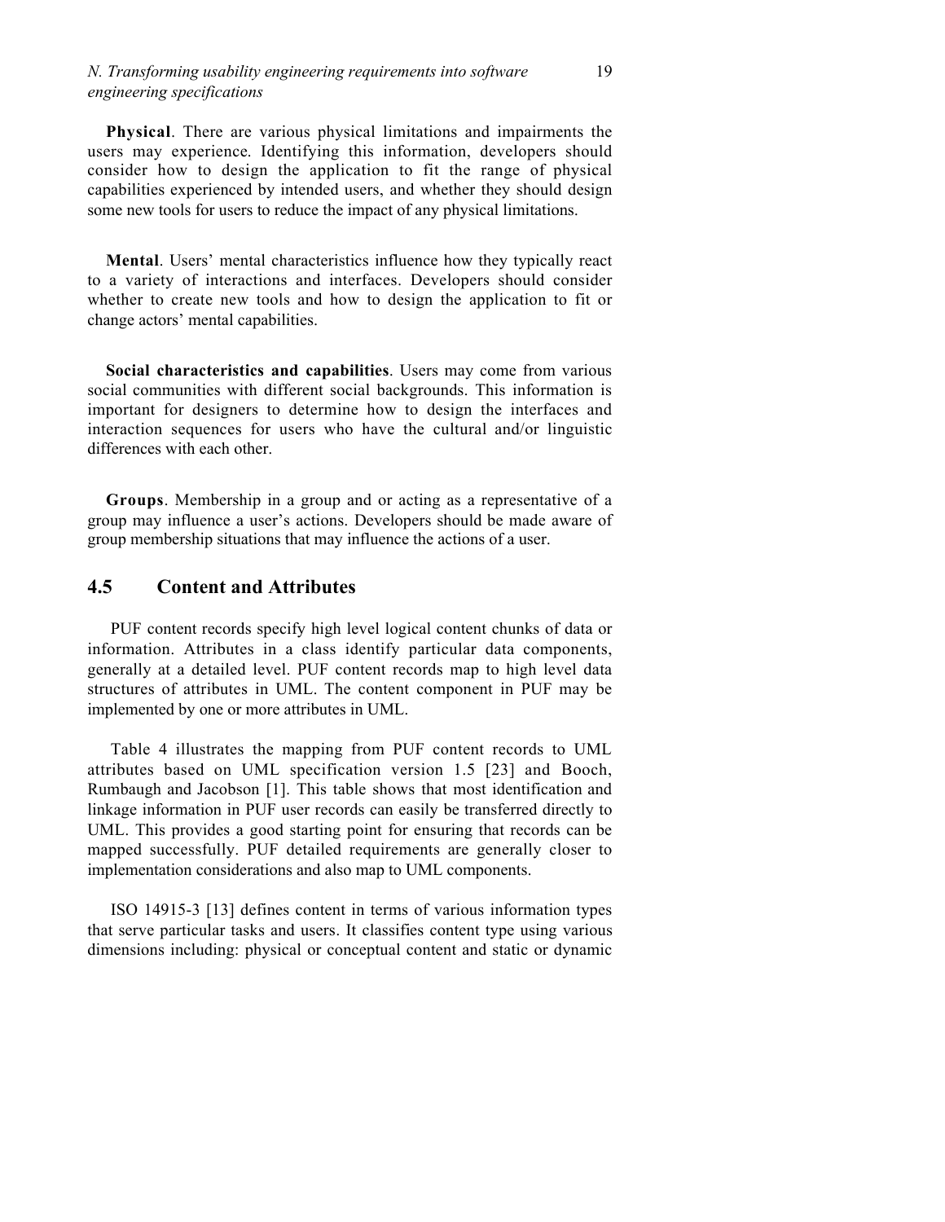**Physical**. There are various physical limitations and impairments the users may experience. Identifying this information, developers should consider how to design the application to fit the range of physical capabilities experienced by intended users, and whether they should design some new tools for users to reduce the impact of any physical limitations.

**Mental**. Users' mental characteristics influence how they typically react to a variety of interactions and interfaces. Developers should consider whether to create new tools and how to design the application to fit or change actors' mental capabilities.

**Social characteristics and capabilities**. Users may come from various social communities with different social backgrounds. This information is important for designers to determine how to design the interfaces and interaction sequences for users who have the cultural and/or linguistic differences with each other.

**Groups**. Membership in a group and or acting as a representative of a group may influence a user's actions. Developers should be made aware of group membership situations that may influence the actions of a user.

## 4.5 Content and Attributes

PUF content records specify high level logical content chunks of data or information. Attributes in a class identify particular data components, generally at a detailed level. PUF content records map to high level data structures of attributes in UML. The content component in PUF may be implemented by one or more attributes in UML.

Table 4 illustrates the mapping from PUF content records to UML attributes based on UML specification version 1.5 [23] and Booch, Rumbaugh and Jacobson [1]. This table shows that most identification and linkage information in PUF user records can easily be transferred directly to UML. This provides a good starting point for ensuring that records can be mapped successfully. PUF detailed requirements are generally closer to implementation considerations and also map to UML components.

ISO 14915-3 [13] defines content in terms of various information types that serve particular tasks and users. It classifies content type using various dimensions including: physical or conceptual content and static or dynamic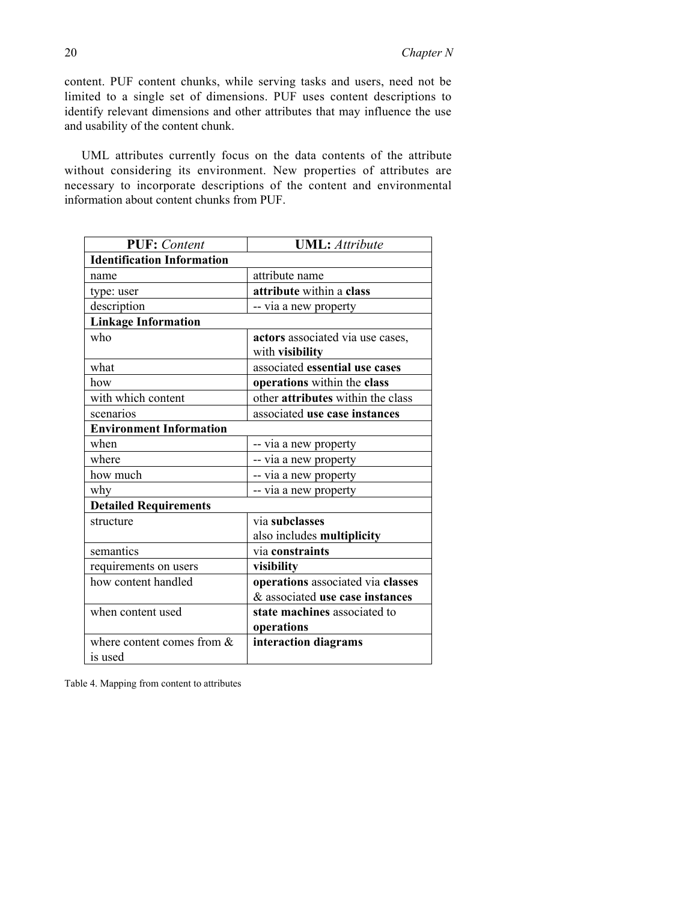content. PUF content chunks, while serving tasks and users, need not be limited to a single set of dimensions. PUF uses content descriptions to identify relevant dimensions and other attributes that may influence the use and usability of the content chunk.

UML attributes currently focus on the data contents of the attribute without considering its environment. New properties of attributes are necessary to incorporate descriptions of the content and environmental information about content chunks from PUF.

| **PUF:** *Content* | **UML:** *Attribute* |
|---|---|
| **Identification Information** | |
| name | attribute name |
| type: user | **attribute** within a **class** |
| description | -- via a new property |
| **Linkage Information** | |
| who | **actors** associated via use cases, with **visibility** |
| what | associated **essential use cases** |
| how | **operations** within the **class** |
| with which content | other **attributes** within the class |
| scenarios | associated **use case instances** |
| **Environment Information** | |
| when | -- via a new property |
| where | -- via a new property |
| how much | -- via a new property |
| why | -- via a new property |
| **Detailed Requirements** | |
| structure | via **subclasses** also includes **multiplicity** |
| semantics | via **constraints** |
| requirements on users | **visibility** |
| how content handled | **operations** associated via **classes** & associated **use case instances** |
| when content used | **state machines** associated to **operations** |
| where content comes from & is used | **interaction diagrams** |

Table 4. Mapping from content to attributes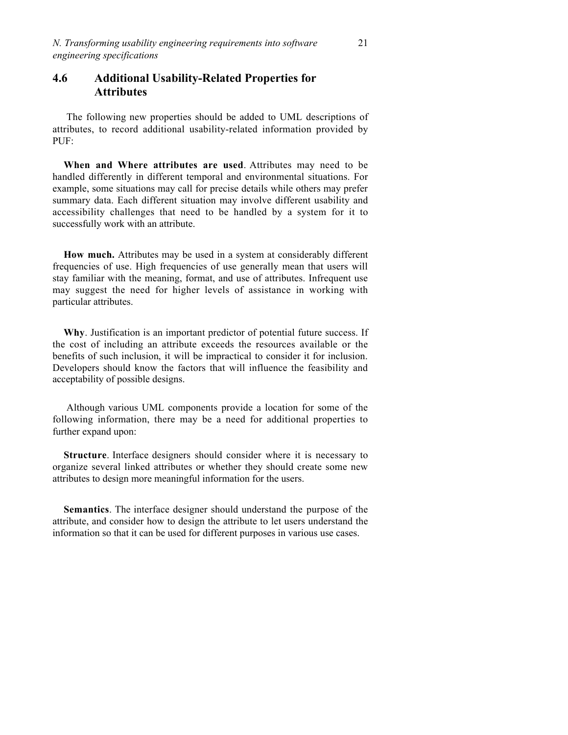## 4.6 Additional Usability-Related Properties for Attributes

The following new properties should be added to UML descriptions of attributes, to record additional usability-related information provided by PUF:

**When and Where attributes are used**. Attributes may need to be handled differently in different temporal and environmental situations. For example, some situations may call for precise details while others may prefer summary data. Each different situation may involve different usability and accessibility challenges that need to be handled by a system for it to successfully work with an attribute.

**How much.** Attributes may be used in a system at considerably different frequencies of use. High frequencies of use generally mean that users will stay familiar with the meaning, format, and use of attributes. Infrequent use may suggest the need for higher levels of assistance in working with particular attributes.

**Why**. Justification is an important predictor of potential future success. If the cost of including an attribute exceeds the resources available or the benefits of such inclusion, it will be impractical to consider it for inclusion. Developers should know the factors that will influence the feasibility and acceptability of possible designs.

Although various UML components provide a location for some of the following information, there may be a need for additional properties to further expand upon:

**Structure**. Interface designers should consider where it is necessary to organize several linked attributes or whether they should create some new attributes to design more meaningful information for the users.

**Semantics**. The interface designer should understand the purpose of the attribute, and consider how to design the attribute to let users understand the information so that it can be used for different purposes in various use cases.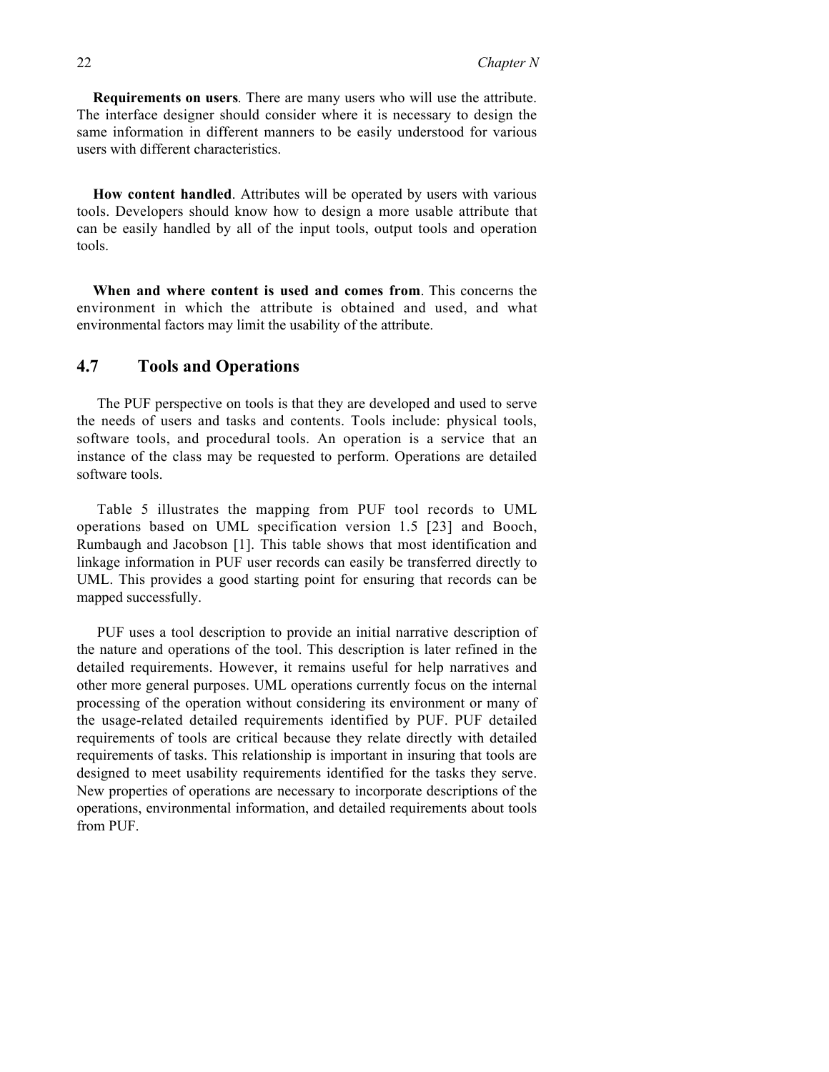**Requirements on users**. There are many users who will use the attribute. The interface designer should consider where it is necessary to design the same information in different manners to be easily understood for various users with different characteristics.

**How content handled**. Attributes will be operated by users with various tools. Developers should know how to design a more usable attribute that can be easily handled by all of the input tools, output tools and operation tools.

**When and where content is used and comes from**. This concerns the environment in which the attribute is obtained and used, and what environmental factors may limit the usability of the attribute.

## 4.7 Tools and Operations

The PUF perspective on tools is that they are developed and used to serve the needs of users and tasks and contents. Tools include: physical tools, software tools, and procedural tools. An operation is a service that an instance of the class may be requested to perform. Operations are detailed software tools.

Table 5 illustrates the mapping from PUF tool records to UML operations based on UML specification version 1.5 [23] and Booch, Rumbaugh and Jacobson [1]. This table shows that most identification and linkage information in PUF user records can easily be transferred directly to UML. This provides a good starting point for ensuring that records can be mapped successfully.

PUF uses a tool description to provide an initial narrative description of the nature and operations of the tool. This description is later refined in the detailed requirements. However, it remains useful for help narratives and other more general purposes. UML operations currently focus on the internal processing of the operation without considering its environment or many of the usage-related detailed requirements identified by PUF. PUF detailed requirements of tools are critical because they relate directly with detailed requirements of tasks. This relationship is important in insuring that tools are designed to meet usability requirements identified for the tasks they serve. New properties of operations are necessary to incorporate descriptions of the operations, environmental information, and detailed requirements about tools from PUF.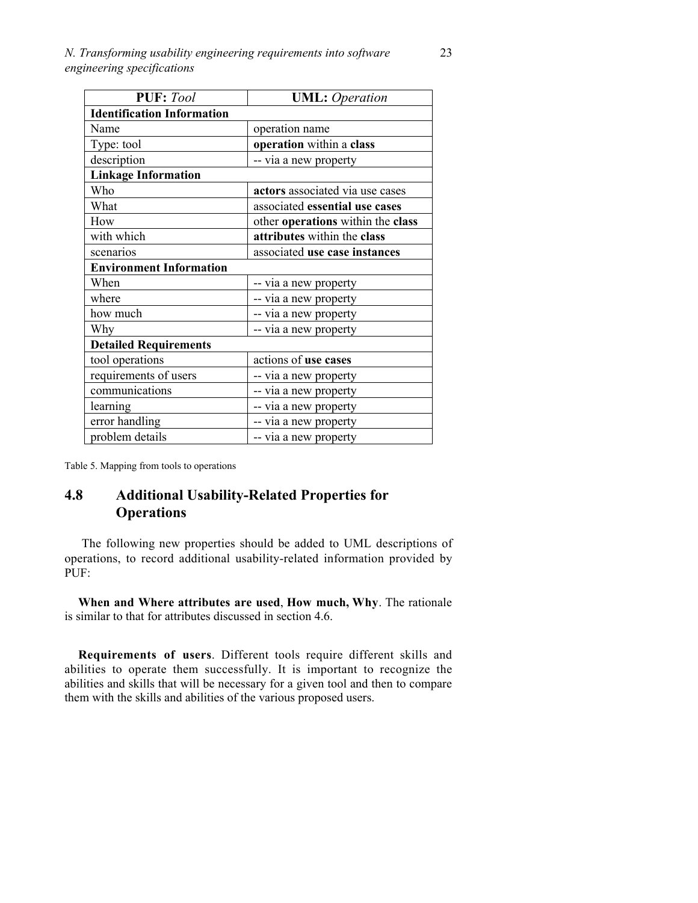| **PUF:** *Tool* | **UML:** *Operation* |
|---|---|
| **Identification Information** | |
| Name | operation name |
| Type: tool | **operation** within a **class** |
| description | -- via a new property |
| **Linkage Information** | |
| Who | **actors** associated via use cases |
| What | associated **essential use cases** |
| How | other **operations** within the **class** |
| with which | **attributes** within the **class** |
| scenarios | associated **use case instances** |
| **Environment Information** | |
| When | -- via a new property |
| where | -- via a new property |
| how much | -- via a new property |
| Why | -- via a new property |
| **Detailed Requirements** | |
| tool operations | actions of **use cases** |
| requirements of users | -- via a new property |
| communications | -- via a new property |
| learning | -- via a new property |
| error handling | -- via a new property |
| problem details | -- via a new property |

Table 5. Mapping from tools to operations

## 4.8 Additional Usability-Related Properties for Operations

The following new properties should be added to UML descriptions of operations, to record additional usability-related information provided by PUF:

**When and Where attributes are used**, **How much, Why**. The rationale is similar to that for attributes discussed in section 4.6.

**Requirements of users**. Different tools require different skills and abilities to operate them successfully. It is important to recognize the abilities and skills that will be necessary for a given tool and then to compare them with the skills and abilities of the various proposed users.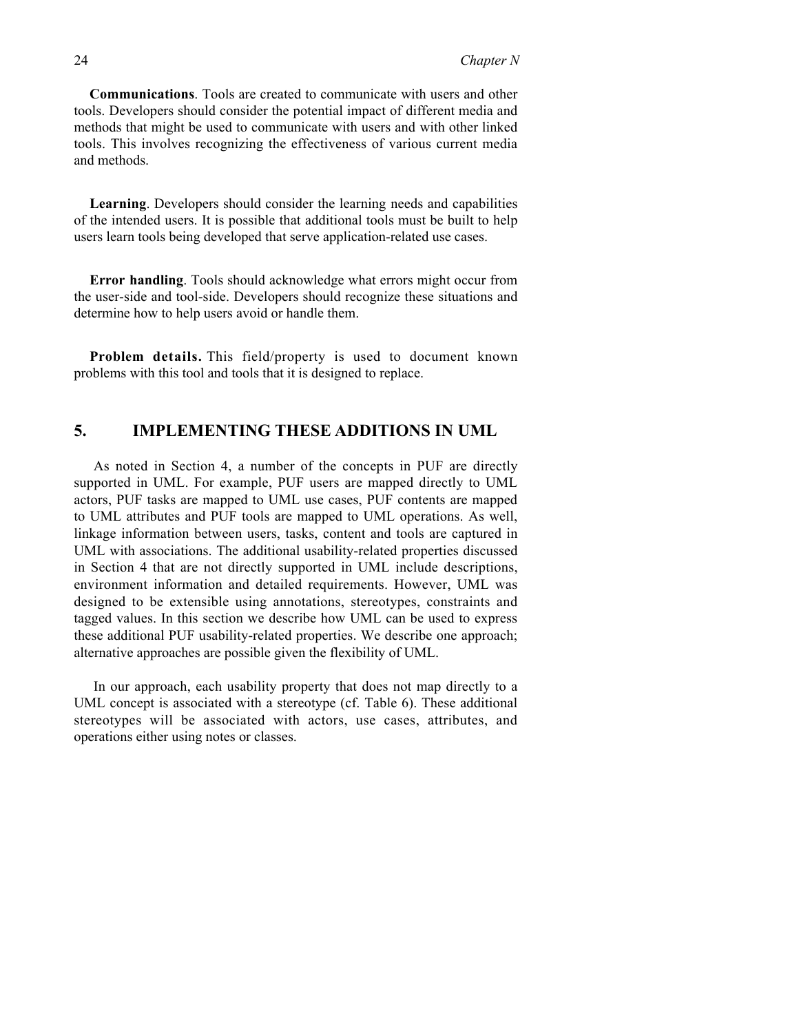**Communications**. Tools are created to communicate with users and other tools. Developers should consider the potential impact of different media and methods that might be used to communicate with users and with other linked tools. This involves recognizing the effectiveness of various current media and methods.

**Learning**. Developers should consider the learning needs and capabilities of the intended users. It is possible that additional tools must be built to help users learn tools being developed that serve application-related use cases.

**Error handling**. Tools should acknowledge what errors might occur from the user-side and tool-side. Developers should recognize these situations and determine how to help users avoid or handle them.

**Problem details.** This field/property is used to document known problems with this tool and tools that it is designed to replace.

## 5. IMPLEMENTING THESE ADDITIONS IN UML

As noted in Section 4, a number of the concepts in PUF are directly supported in UML. For example, PUF users are mapped directly to UML actors, PUF tasks are mapped to UML use cases, PUF contents are mapped to UML attributes and PUF tools are mapped to UML operations. As well, linkage information between users, tasks, content and tools are captured in UML with associations. The additional usability-related properties discussed in Section 4 that are not directly supported in UML include descriptions, environment information and detailed requirements. However, UML was designed to be extensible using annotations, stereotypes, constraints and tagged values. In this section we describe how UML can be used to express these additional PUF usability-related properties. We describe one approach; alternative approaches are possible given the flexibility of UML.

In our approach, each usability property that does not map directly to a UML concept is associated with a stereotype (cf. Table 6). These additional stereotypes will be associated with actors, use cases, attributes, and operations either using notes or classes.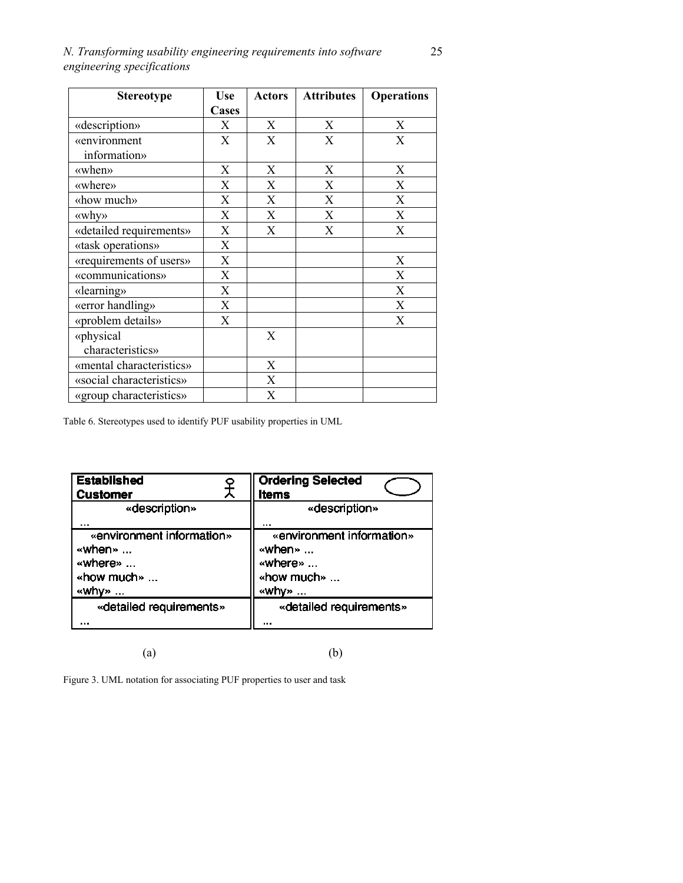| Stereotype | Use Cases | Actors | Attributes | Operations |
|---|---|---|---|---|
| «description» | X | X | X | X |
| «environment information» | X | X | X | X |
| «when» | X | X | X | X |
| «where» | X | X | X | X |
| «how much» | X | X | X | X |
| «why» | X | X | X | X |
| «detailed requirements» | X | X | X | X |
| «task operations» | X | | | |
| «requirements of users» | X | | | X |
| «communications» | X | | | X |
| «learning» | X | | | X |
| «error handling» | X | | | X |
| «problem details» | X | | | X |
| «physical characteristics» | | X | | |
| «mental characteristics» | | X | | |
| «social characteristics» | | X | | |
| «group characteristics» | | X | | |

Table 6. Stereotypes used to identify PUF usability properties in UML

| **Established Customer** | **Ordering Selected Items** |
|---|---|
| «description» | «description» |
| ... | ... |
| «environment information» | «environment information» |
| «when» ... | «when» ... |
| «where» ... | «where» ... |
| «how much» ... | «how much» ... |
| «why» ... | «why» ... |
| «detailed requirements» | «detailed requirements» |
| ... | ... |
| (a) | (b) |

Figure 3. UML notation for associating PUF properties to user and task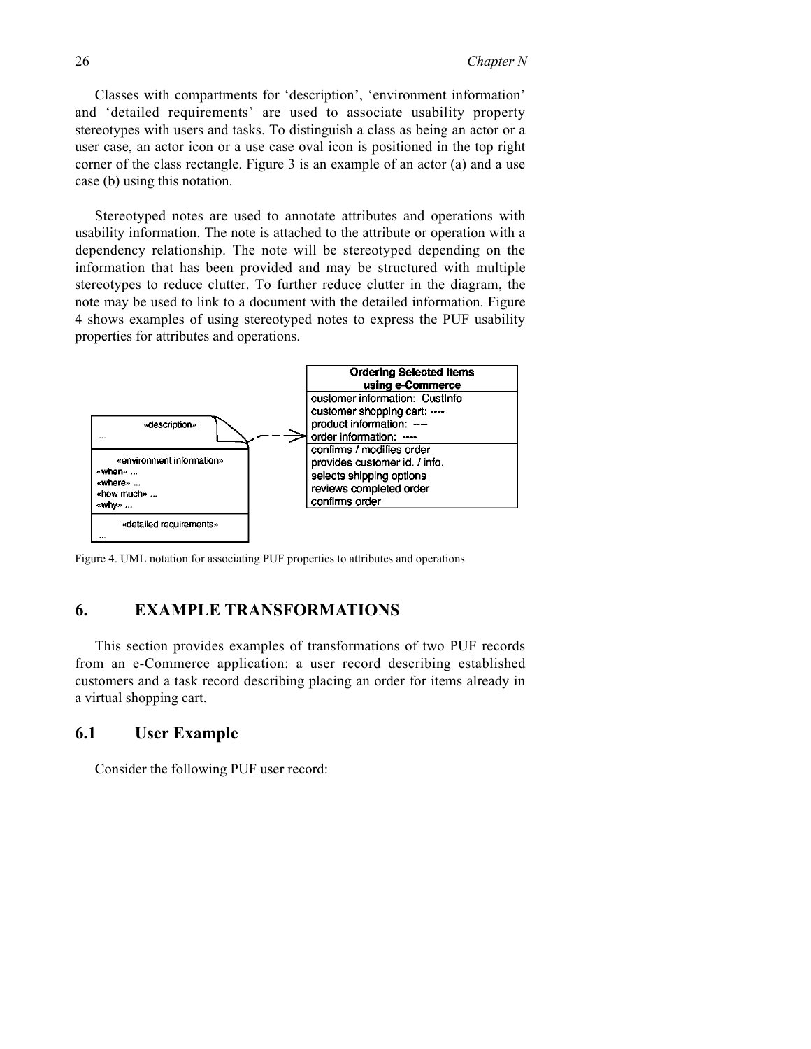Classes with compartments for 'description', 'environment information' and 'detailed requirements' are used to associate usability property stereotypes with users and tasks. To distinguish a class as being an actor or a user case, an actor icon or a use case oval icon is positioned in the top right corner of the class rectangle. Figure 3 is an example of an actor (a) and a use case (b) using this notation.

Stereotyped notes are used to annotate attributes and operations with usability information. The note is attached to the attribute or operation with a dependency relationship. The note will be stereotyped depending on the information that has been provided and may be structured with multiple stereotypes to reduce clutter. To further reduce clutter in the diagram, the note may be used to link to a document with the detailed information. Figure 4 shows examples of using stereotyped notes to express the PUF usability properties for attributes and operations.

Figure 4. UML notation for associating PUF properties to attributes and operations

## 6. EXAMPLE TRANSFORMATIONS

This section provides examples of transformations of two PUF records from an e-Commerce application: a user record describing established customers and a task record describing placing an order for items already in a virtual shopping cart.

### 6.1 User Example

Consider the following PUF user record: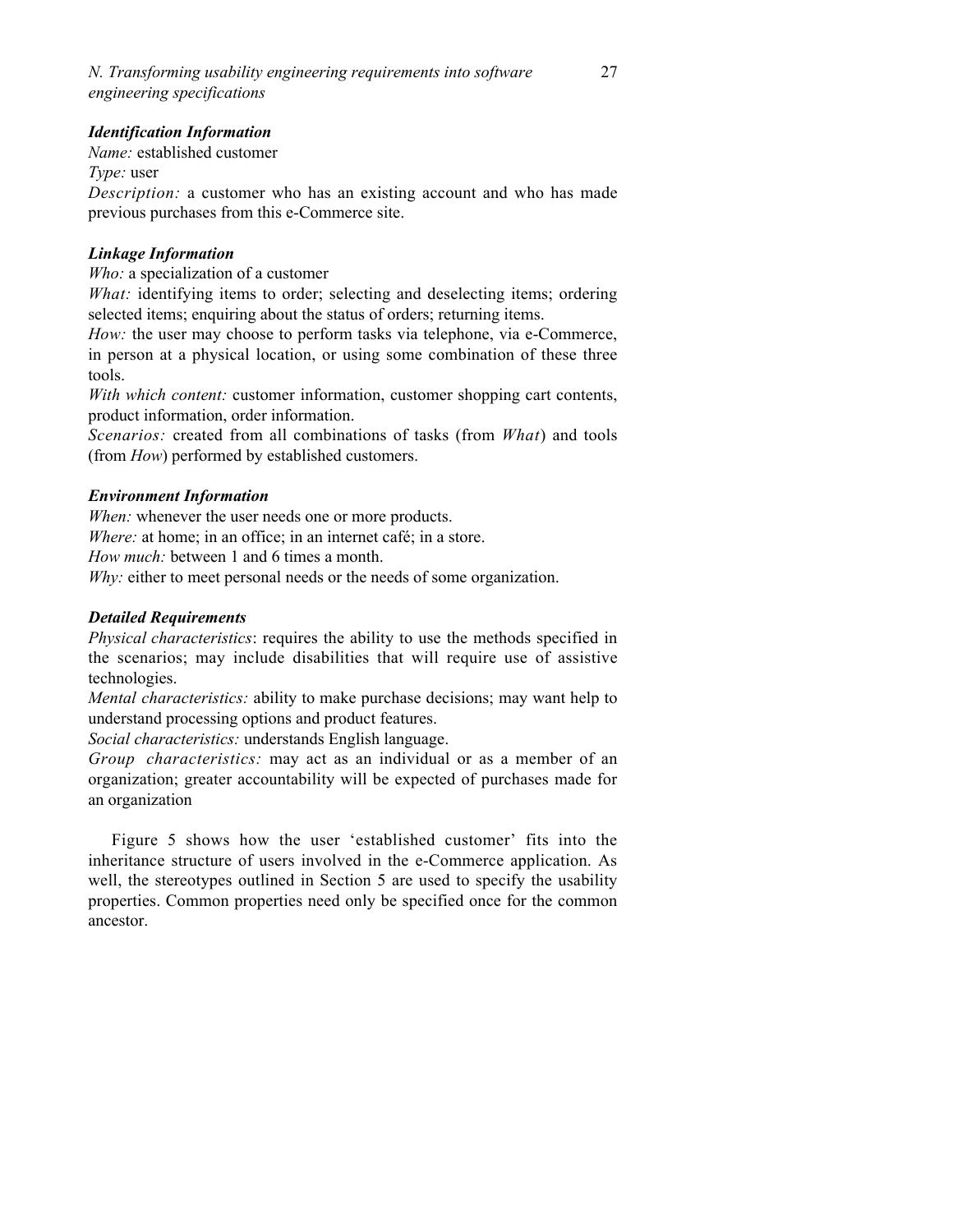***Identification Information***

*Name:* established customer

*Type:* user

*Description:* a customer who has an existing account and who has made previous purchases from this e-Commerce site.

***Linkage Information***

*Who:* a specialization of a customer

*What:* identifying items to order; selecting and deselecting items; ordering selected items; enquiring about the status of orders; returning items.

*How:* the user may choose to perform tasks via telephone, via e-Commerce, in person at a physical location, or using some combination of these three tools.

*With which content:* customer information, customer shopping cart contents, product information, order information.

*Scenarios:* created from all combinations of tasks (from *What*) and tools (from *How*) performed by established customers.

***Environment Information***

*When:* whenever the user needs one or more products.

*Where:* at home; in an office; in an internet café; in a store.

*How much:* between 1 and 6 times a month.

*Why:* either to meet personal needs or the needs of some organization.

***Detailed Requirements***

*Physical characteristics*: requires the ability to use the methods specified in the scenarios; may include disabilities that will require use of assistive technologies.

*Mental characteristics:* ability to make purchase decisions; may want help to understand processing options and product features.

*Social characteristics:* understands English language.

*Group characteristics:* may act as an individual or as a member of an organization; greater accountability will be expected of purchases made for an organization

Figure 5 shows how the user 'established customer' fits into the inheritance structure of users involved in the e-Commerce application. As well, the stereotypes outlined in Section 5 are used to specify the usability properties. Common properties need only be specified once for the common ancestor.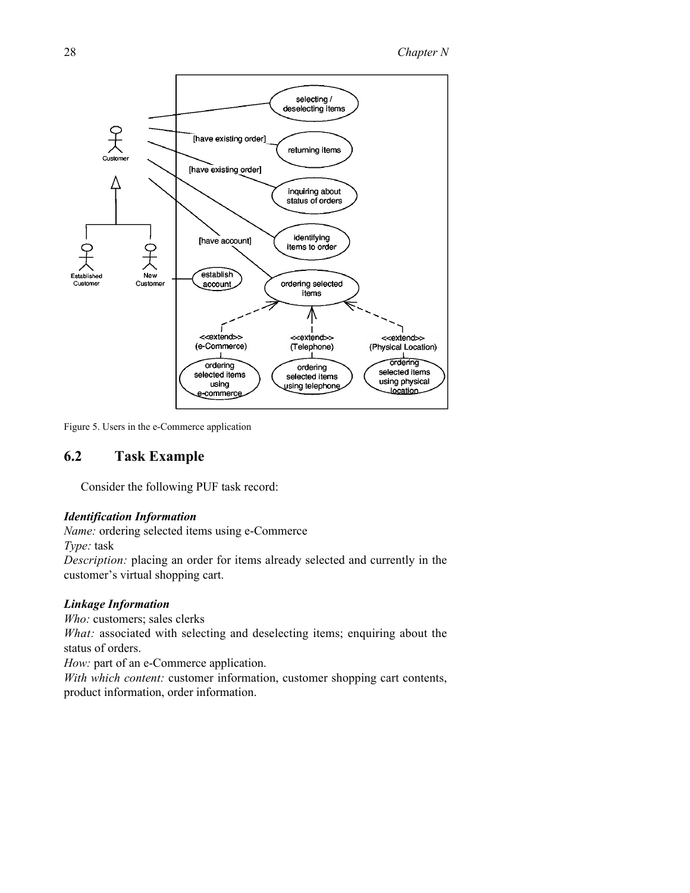Figure 5. Users in the e-Commerce application

## 6.2 Task Example

Consider the following PUF task record:

***Identification Information***

*Name:* ordering selected items using e-Commerce
*Type:* task
*Description:* placing an order for items already selected and currently in the customer's virtual shopping cart.

***Linkage Information***

*Who:* customers; sales clerks
*What:* associated with selecting and deselecting items; enquiring about the status of orders.
*How:* part of an e-Commerce application.
*With which content:* customer information, customer shopping cart contents, product information, order information.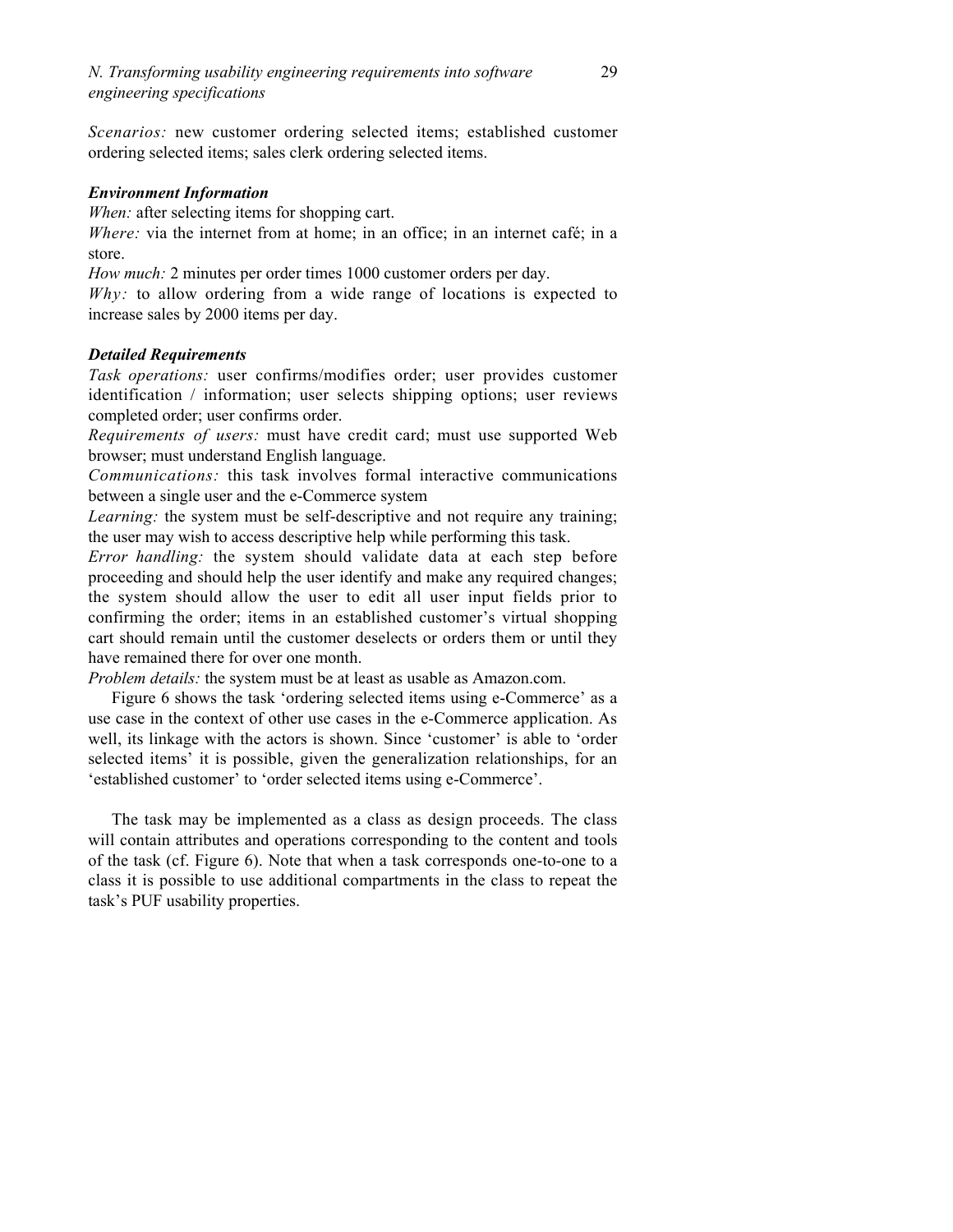*Scenarios:* new customer ordering selected items; established customer ordering selected items; sales clerk ordering selected items.

***Environment Information***

*When:* after selecting items for shopping cart.

*Where:* via the internet from at home; in an office; in an internet café; in a store.

*How much:* 2 minutes per order times 1000 customer orders per day.

*Why:* to allow ordering from a wide range of locations is expected to increase sales by 2000 items per day.

***Detailed Requirements***

*Task operations:* user confirms/modifies order; user provides customer identification / information; user selects shipping options; user reviews completed order; user confirms order.

*Requirements of users:* must have credit card; must use supported Web browser; must understand English language.

*Communications:* this task involves formal interactive communications between a single user and the e-Commerce system

*Learning:* the system must be self-descriptive and not require any training; the user may wish to access descriptive help while performing this task.

*Error handling:* the system should validate data at each step before proceeding and should help the user identify and make any required changes; the system should allow the user to edit all user input fields prior to confirming the order; items in an established customer's virtual shopping cart should remain until the customer deselects or orders them or until they have remained there for over one month.

*Problem details:* the system must be at least as usable as Amazon.com.

Figure 6 shows the task 'ordering selected items using e-Commerce' as a use case in the context of other use cases in the e-Commerce application. As well, its linkage with the actors is shown. Since 'customer' is able to 'order selected items' it is possible, given the generalization relationships, for an 'established customer' to 'order selected items using e-Commerce'.

The task may be implemented as a class as design proceeds. The class will contain attributes and operations corresponding to the content and tools of the task (cf. Figure 6). Note that when a task corresponds one-to-one to a class it is possible to use additional compartments in the class to repeat the task's PUF usability properties.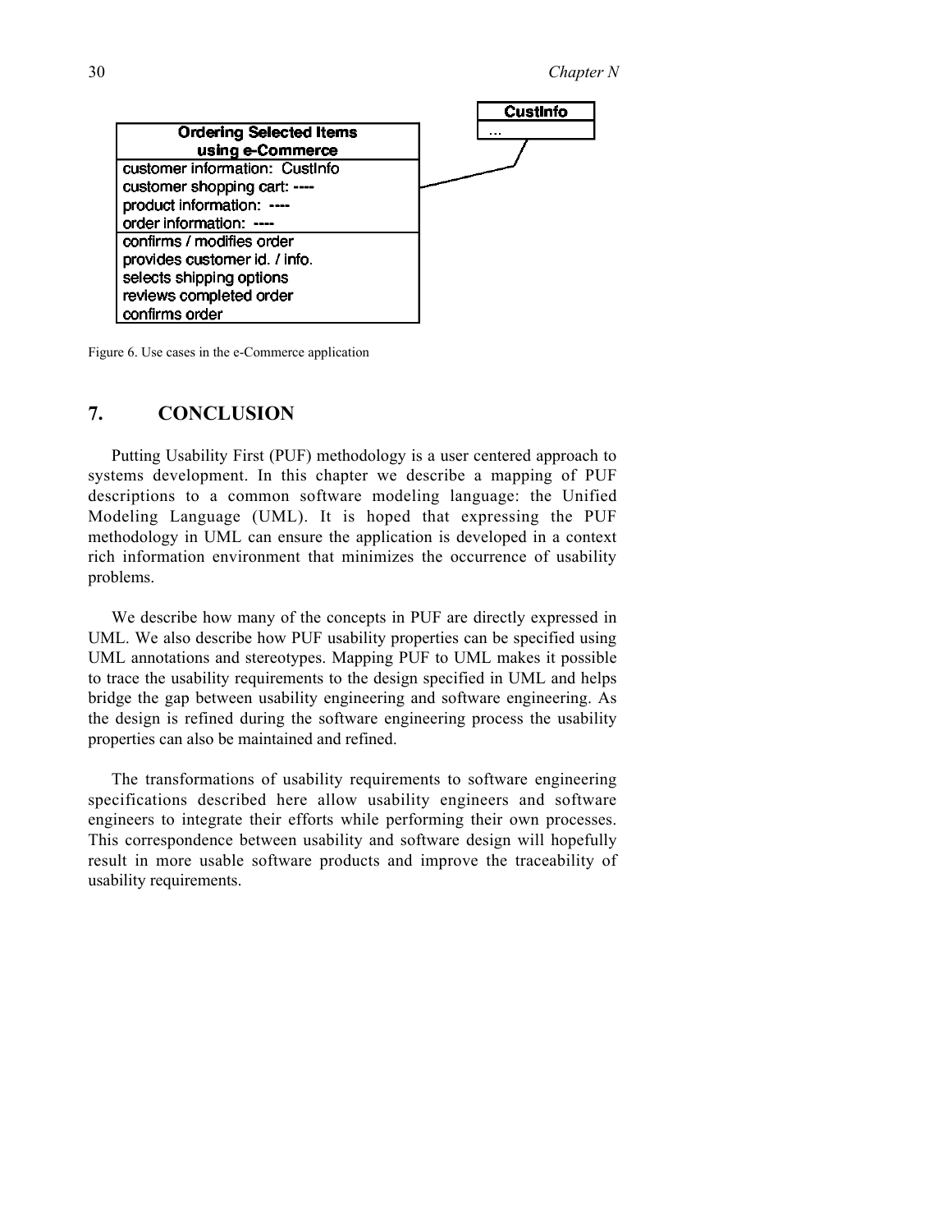| Ordering Selected Items using e-Commerce |
| --- |
| customer information: CustInfo |
| customer shopping cart: ---- |
| product information: ---- |
| order information: ---- |
| confirms / modifies order |
| provides customer id. / info. |
| selects shipping options |
| reviews completed order |
| confirms order |

| CustInfo |
| --- |
| ... |

Figure 6. Use cases in the e-Commerce application

## 7. CONCLUSION

Putting Usability First (PUF) methodology is a user centered approach to systems development. In this chapter we describe a mapping of PUF descriptions to a common software modeling language: the Unified Modeling Language (UML). It is hoped that expressing the PUF methodology in UML can ensure the application is developed in a context rich information environment that minimizes the occurrence of usability problems.

We describe how many of the concepts in PUF are directly expressed in UML. We also describe how PUF usability properties can be specified using UML annotations and stereotypes. Mapping PUF to UML makes it possible to trace the usability requirements to the design specified in UML and helps bridge the gap between usability engineering and software engineering. As the design is refined during the software engineering process the usability properties can also be maintained and refined.

The transformations of usability requirements to software engineering specifications described here allow usability engineers and software engineers to integrate their efforts while performing their own processes. This correspondence between usability and software design will hopefully result in more usable software products and improve the traceability of usability requirements.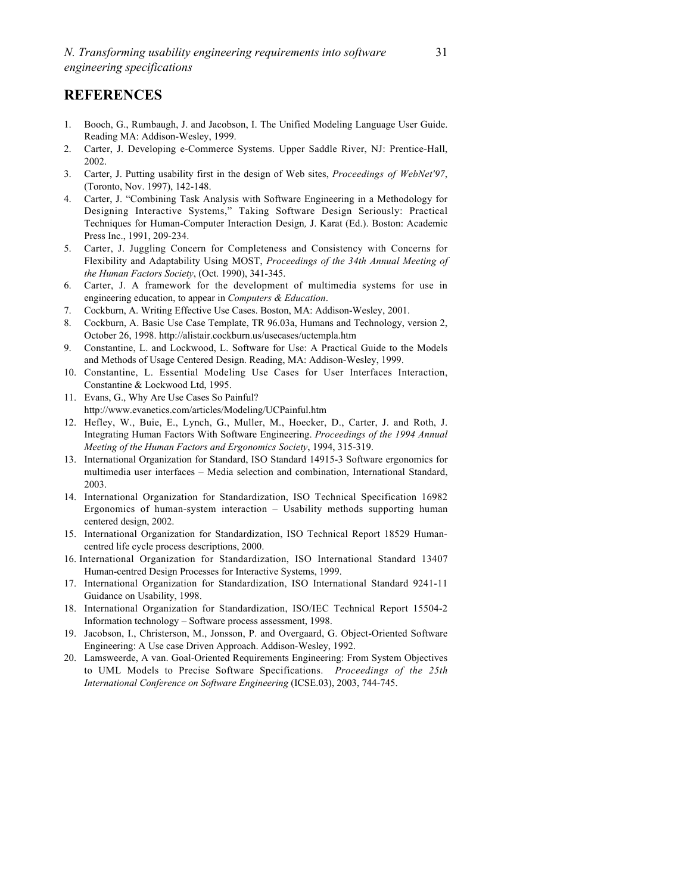## REFERENCES

1. Booch, G., Rumbaugh, J. and Jacobson, I. The Unified Modeling Language User Guide. Reading MA: Addison-Wesley, 1999.
2. Carter, J. Developing e-Commerce Systems. Upper Saddle River, NJ: Prentice-Hall, 2002.
3. Carter, J. Putting usability first in the design of Web sites, *Proceedings of WebNet'97*, (Toronto, Nov. 1997), 142-148.
4. Carter, J. "Combining Task Analysis with Software Engineering in a Methodology for Designing Interactive Systems," Taking Software Design Seriously: Practical Techniques for Human-Computer Interaction Design, J. Karat (Ed.). Boston: Academic Press Inc., 1991, 209-234.
5. Carter, J. Juggling Concern for Completeness and Consistency with Concerns for Flexibility and Adaptability Using MOST, *Proceedings of the 34th Annual Meeting of the Human Factors Society*, (Oct. 1990), 341-345.
6. Carter, J. A framework for the development of multimedia systems for use in engineering education, to appear in *Computers & Education*.
7. Cockburn, A. Writing Effective Use Cases. Boston, MA: Addison-Wesley, 2001.
8. Cockburn, A. Basic Use Case Template, TR 96.03a, Humans and Technology, version 2, October 26, 1998. http://alistair.cockburn.us/usecases/uctempla.htm
9. Constantine, L. and Lockwood, L. Software for Use: A Practical Guide to the Models and Methods of Usage Centered Design. Reading, MA: Addison-Wesley, 1999.
10. Constantine, L. Essential Modeling Use Cases for User Interfaces Interaction, Constantine & Lockwood Ltd, 1995.
11. Evans, G., Why Are Use Cases So Painful? http://www.evanetics.com/articles/Modeling/UCPainful.htm
12. Hefley, W., Buie, E., Lynch, G., Muller, M., Hoecker, D., Carter, J. and Roth, J. Integrating Human Factors With Software Engineering. *Proceedings of the 1994 Annual Meeting of the Human Factors and Ergonomics Society*, 1994, 315-319.
13. International Organization for Standard, ISO Standard 14915-3 Software ergonomics for multimedia user interfaces – Media selection and combination, International Standard, 2003.
14. International Organization for Standardization, ISO Technical Specification 16982 Ergonomics of human-system interaction – Usability methods supporting human centered design, 2002.
15. International Organization for Standardization, ISO Technical Report 18529 Human-centred life cycle process descriptions, 2000.
16. International Organization for Standardization, ISO International Standard 13407 Human-centred Design Processes for Interactive Systems, 1999.
17. International Organization for Standardization, ISO International Standard 9241-11 Guidance on Usability, 1998.
18. International Organization for Standardization, ISO/IEC Technical Report 15504-2 Information technology – Software process assessment, 1998.
19. Jacobson, I., Christerson, M., Jonsson, P. and Overgaard, G. Object-Oriented Software Engineering: A Use case Driven Approach. Addison-Wesley, 1992.
20. Lamsweerde, A van. Goal-Oriented Requirements Engineering: From System Objectives to UML Models to Precise Software Specifications. *Proceedings of the 25th International Conference on Software Engineering* (ICSE.03), 2003, 744-745.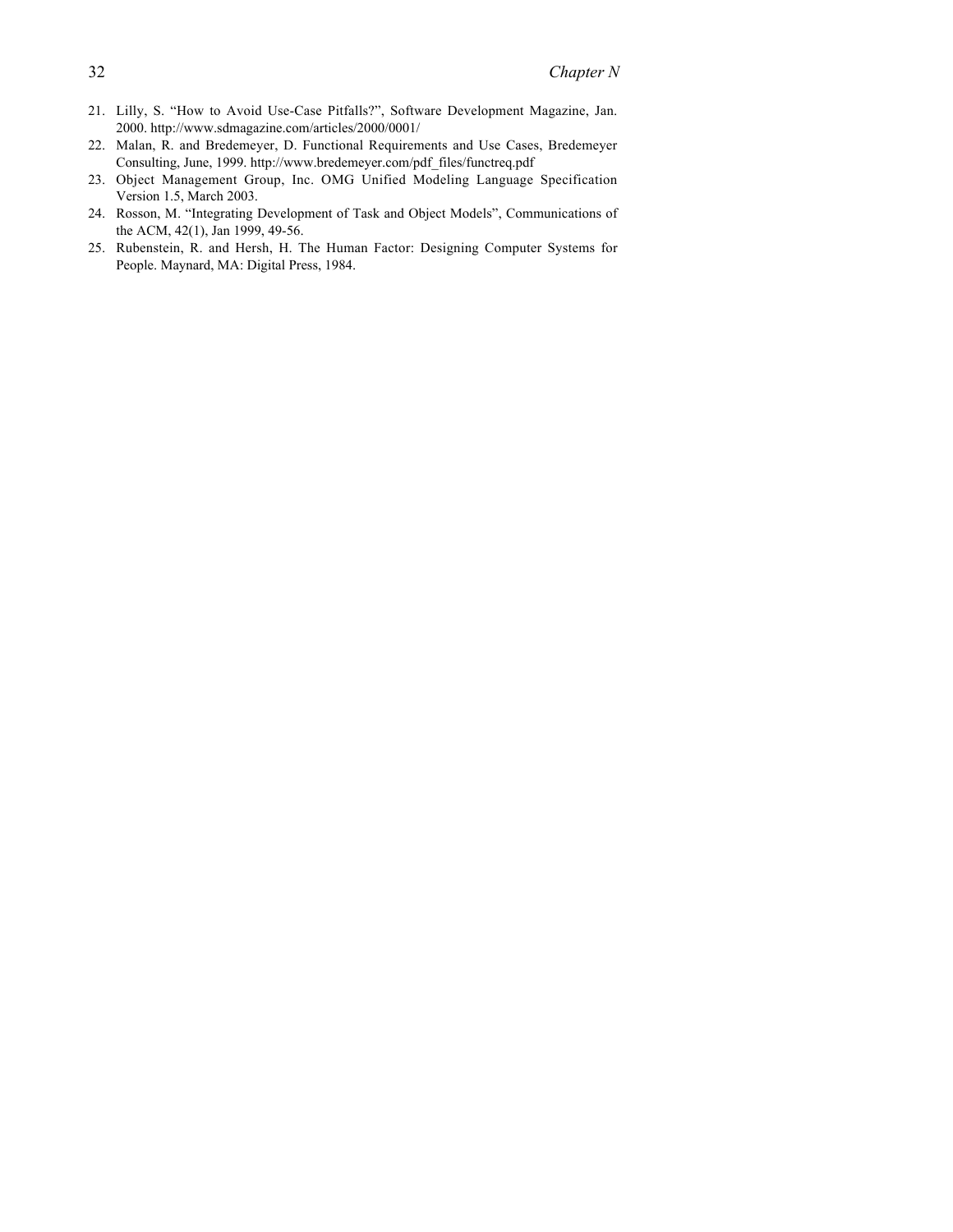21. Lilly, S. "How to Avoid Use-Case Pitfalls?", Software Development Magazine, Jan. 2000. http://www.sdmagazine.com/articles/2000/0001/
22. Malan, R. and Bredemeyer, D. Functional Requirements and Use Cases, Bredemeyer Consulting, June, 1999. http://www.bredemeyer.com/pdf_files/functreq.pdf
23. Object Management Group, Inc. OMG Unified Modeling Language Specification Version 1.5, March 2003.
24. Rosson, M. "Integrating Development of Task and Object Models", Communications of the ACM, 42(1), Jan 1999, 49-56.
25. Rubenstein, R. and Hersh, H. The Human Factor: Designing Computer Systems for People. Maynard, MA: Digital Press, 1984.